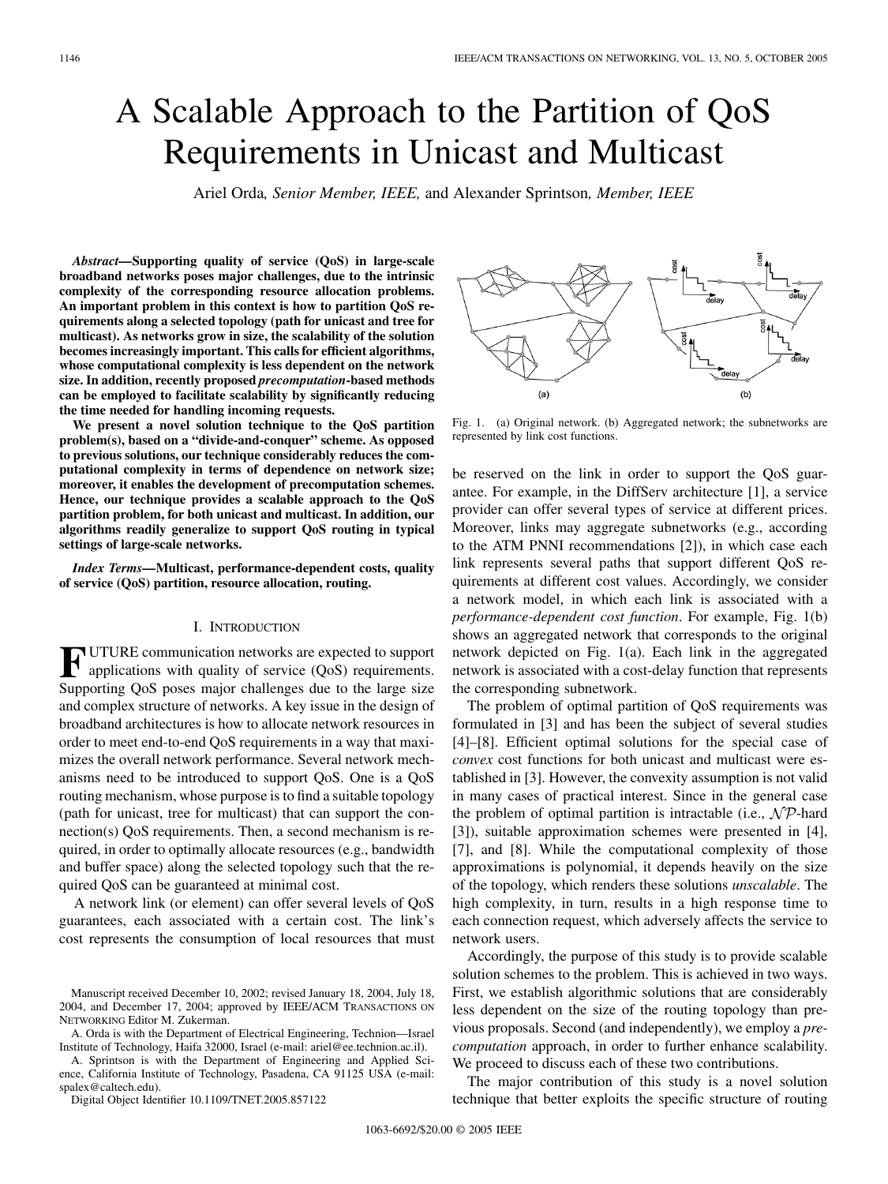# A Scalable Approach to the Partition of QoS Requirements in Unicast and Multicast

Ariel Orda, *Senior Member, IEEE,* and Alexander Sprintson, *Member, IEEE*

***Abstract*—Supporting quality of service (QoS) in large-scale broadband networks poses major challenges, due to the intrinsic complexity of the corresponding resource allocation problems. An important problem in this context is how to partition QoS requirements along a selected topology (path for unicast and tree for multicast). As networks grow in size, the scalability of the solution becomes increasingly important. This calls for efficient algorithms, whose computational complexity is less dependent on the network size. In addition, recently proposed *precomputation*-based methods can be employed to facilitate scalability by significantly reducing the time needed for handling incoming requests.**

**We present a novel solution technique to the QoS partition problem(s), based on a "divide-and-conquer" scheme. As opposed to previous solutions, our technique considerably reduces the computational complexity in terms of dependence on network size; moreover, it enables the development of precomputation schemes. Hence, our technique provides a scalable approach to the QoS partition problem, for both unicast and multicast. In addition, our algorithms readily generalize to support QoS routing in typical settings of large-scale networks.**

***Index Terms*—Multicast, performance-dependent costs, quality of service (QoS) partition, resource allocation, routing.**

## I. Introduction

Future communication networks are expected to support applications with quality of service (QoS) requirements. Supporting QoS poses major challenges due to the large size and complex structure of networks. A key issue in the design of broadband architectures is how to allocate network resources in order to meet end-to-end QoS requirements in a way that maximizes the overall network performance. Several network mechanisms need to be introduced to support QoS. One is a QoS routing mechanism, whose purpose is to find a suitable topology (path for unicast, tree for multicast) that can support the connection(s) QoS requirements. Then, a second mechanism is required, in order to optimally allocate resources (e.g., bandwidth and buffer space) along the selected topology such that the required QoS can be guaranteed at minimal cost.

A network link (or element) can offer several levels of QoS guarantees, each associated with a certain cost. The link's cost represents the consumption of local resources that must be reserved on the link in order to support the QoS guarantee. For example, in the DiffServ architecture [1], a service provider can offer several types of service at different prices. Moreover, links may aggregate subnetworks (e.g., according to the ATM PNNI recommendations [2]), in which case each link represents several paths that support different QoS requirements at different cost values. Accordingly, we consider a network model, in which each link is associated with a *performance-dependent cost function*. For example, Fig. 1(b) shows an aggregated network that corresponds to the original network depicted on Fig. 1(a). Each link in the aggregated network is associated with a cost-delay function that represents the corresponding subnetwork.

cost
delay
cost
delay
cost
delay
cost
delay
(a)
(b)

Fig. 1. (a) Original network. (b) Aggregated network; the subnetworks are represented by link cost functions.

The problem of optimal partition of QoS requirements was formulated in [3] and has been the subject of several studies [4]–[8]. Efficient optimal solutions for the special case of *convex* cost functions for both unicast and multicast were established in [3]. However, the convexity assumption is not valid in many cases of practical interest. Since in the general case the problem of optimal partition is intractable (i.e., $\mathcal{NP}$-hard [3]), suitable approximation schemes were presented in [4], [7], and [8]. While the computational complexity of those approximations is polynomial, it depends heavily on the size of the topology, which renders these solutions *unscalable*. The high complexity, in turn, results in a high response time to each connection request, which adversely affects the service to network users.

Accordingly, the purpose of this study is to provide scalable solution schemes to the problem. This is achieved in two ways. First, we establish algorithmic solutions that are considerably less dependent on the size of the routing topology than previous proposals. Second (and independently), we employ a *precomputation* approach, in order to further enhance scalability. We proceed to discuss each of these two contributions.

The major contribution of this study is a novel solution technique that better exploits the specific structure of routing

Manuscript received December 10, 2002; revised January 18, 2004, July 18, 2004, and December 17, 2004; approved by IEEE/ACM Transactions on Networking Editor M. Zukerman.

A. Orda is with the Department of Electrical Engineering, Technion—Israel Institute of Technology, Haifa 32000, Israel (e-mail: ariel@ee.technion.ac.il).

A. Sprintson is with the Department of Engineering and Applied Science, California Institute of Technology, Pasadena, CA 91125 USA (e-mail: spalex@caltech.edu).

Digital Object Identifier 10.1109/TNET.2005.857122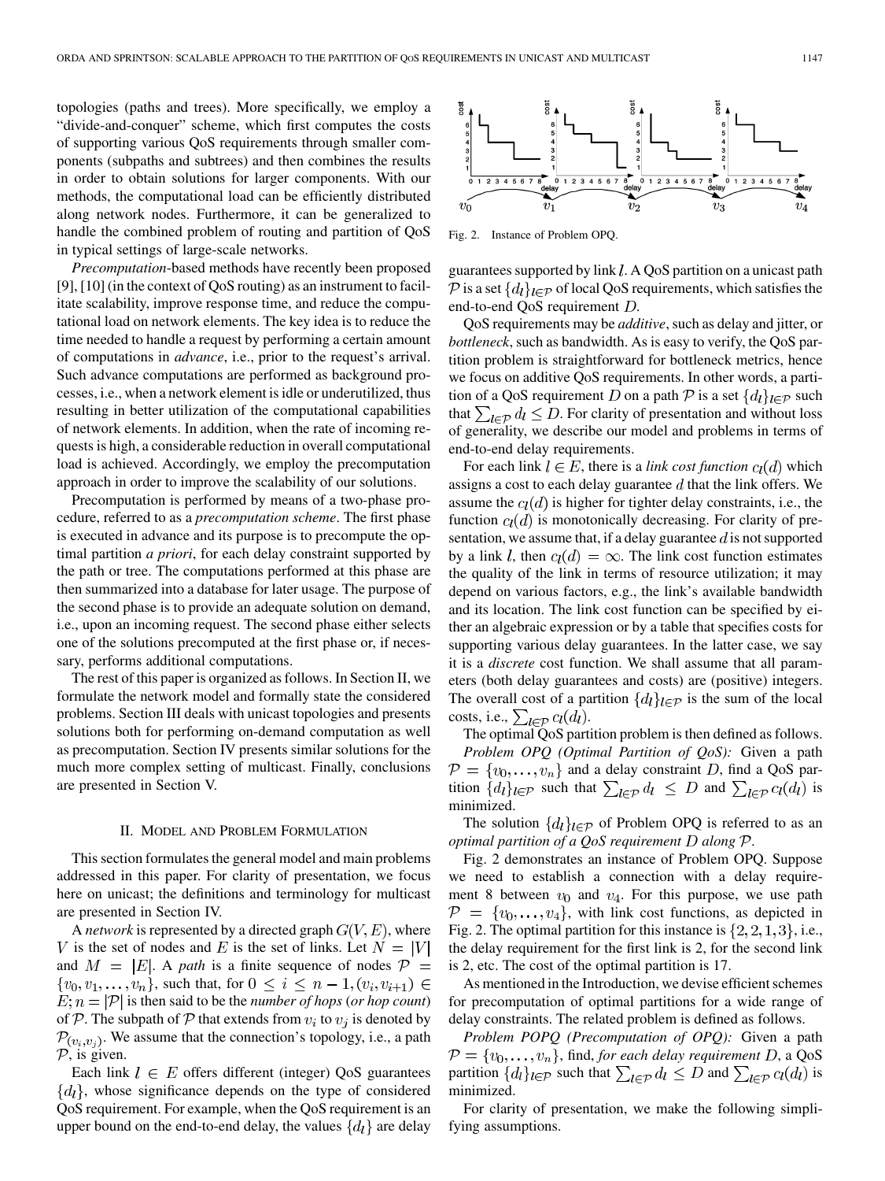topologies (paths and trees). More specifically, we employ a "divide-and-conquer" scheme, which first computes the costs of supporting various QoS requirements through smaller components (subpaths and subtrees) and then combines the results in order to obtain solutions for larger components. With our methods, the computational load can be efficiently distributed along network nodes. Furthermore, it can be generalized to handle the combined problem of routing and partition of QoS in typical settings of large-scale networks.

*Precomputation*-based methods have recently been proposed [9], [10] (in the context of QoS routing) as an instrument to facilitate scalability, improve response time, and reduce the computational load on network elements. The key idea is to reduce the time needed to handle a request by performing a certain amount of computations in *advance*, i.e., prior to the request's arrival. Such advance computations are performed as background processes, i.e., when a network element is idle or underutilized, thus resulting in better utilization of the computational capabilities of network elements. In addition, when the rate of incoming requests is high, a considerable reduction in overall computational load is achieved. Accordingly, we employ the precomputation approach in order to improve the scalability of our solutions.

Precomputation is performed by means of a two-phase procedure, referred to as a *precomputation scheme*. The first phase is executed in advance and its purpose is to precompute the optimal partition *a priori*, for each delay constraint supported by the path or tree. The computations performed at this phase are then summarized into a database for later usage. The purpose of the second phase is to provide an adequate solution on demand, i.e., upon an incoming request. The second phase either selects one of the solutions precomputed at the first phase or, if necessary, performs additional computations.

The rest of this paper is organized as follows. In Section II, we formulate the network model and formally state the considered problems. Section III deals with unicast topologies and presents solutions both for performing on-demand computation as well as precomputation. Section IV presents similar solutions for the much more complex setting of multicast. Finally, conclusions are presented in Section V.

## II. Model and Problem Formulation

This section formulates the general model and main problems addressed in this paper. For clarity of presentation, we focus here on unicast; the definitions and terminology for multicast are presented in Section IV.

A *network* is represented by a directed graph $G(V, E)$, where $V$ is the set of nodes and $E$ is the set of links. Let $N = |V|$ and $M = |E|$. A *path* is a finite sequence of nodes $\mathcal{P} = \{v_0, v_1, \ldots, v_n\}$, such that, for $0 \leq i \leq n-1, (v_i, v_{i+1}) \in E$; $n = |\mathcal{P}|$ is then said to be the *number of hops* (*or hop count*) of $\mathcal{P}$. The subpath of $\mathcal{P}$ that extends from $v_i$ to $v_j$ is denoted by $\mathcal{P}_{(v_i, v_j)}$. We assume that the connection's topology, i.e., a path $\mathcal{P}$, is given.

Each link $l \in E$ offers different (integer) QoS guarantees $\{d_l\}$, whose significance depends on the type of considered QoS requirement. For example, when the QoS requirement is an upper bound on the end-to-end delay, the values $\{d_l\}$ are delay guarantees supported by link $l$. A QoS partition on a unicast path $\mathcal{P}$ is a set $\{d_l\}_{l \in \mathcal{P}}$ of local QoS requirements, which satisfies the end-to-end QoS requirement $D$.

cost
delay
$v_0$ $v_1$ $v_2$ $v_3$ $v_4$

Fig. 2. Instance of Problem OPQ.

QoS requirements may be *additive*, such as delay and jitter, or *bottleneck*, such as bandwidth. As is easy to verify, the QoS partition problem is straightforward for bottleneck metrics, hence we focus on additive QoS requirements. In other words, a partition of a QoS requirement $D$ on a path $\mathcal{P}$ is a set $\{d_l\}_{l \in \mathcal{P}}$ such that $\sum_{l \in \mathcal{P}} d_l \leq D$. For clarity of presentation and without loss of generality, we describe our model and problems in terms of end-to-end delay requirements.

For each link $l \in E$, there is a *link cost function* $c_l(d)$ which assigns a cost to each delay guarantee $d$ that the link offers. We assume the $c_l(d)$ is higher for tighter delay constraints, i.e., the function $c_l(d)$ is monotonically decreasing. For clarity of presentation, we assume that, if a delay guarantee $d$ is not supported by a link $l$, then $c_l(d) = \infty$. The link cost function estimates the quality of the link in terms of resource utilization; it may depend on various factors, e.g., the link's available bandwidth and its location. The link cost function can be specified by either an algebraic expression or by a table that specifies costs for supporting various delay guarantees. In the latter case, we say it is a *discrete* cost function. We shall assume that all parameters (both delay guarantees and costs) are (positive) integers. The overall cost of a partition $\{d_l\}_{l \in \mathcal{P}}$ is the sum of the local costs, i.e., $\sum_{l \in \mathcal{P}} c_l(d_l)$.

The optimal QoS partition problem is then defined as follows.

*Problem OPQ (Optimal Partition of QoS):* Given a path $\mathcal{P} = \{v_0, \ldots, v_n\}$ and a delay constraint $D$, find a QoS partition $\{d_l\}_{l \in \mathcal{P}}$ such that $\sum_{l \in \mathcal{P}} d_l \leq D$ and $\sum_{l \in \mathcal{P}} c_l(d_l)$ is minimized.

The solution $\{d_l\}_{l \in \mathcal{P}}$ of Problem OPQ is referred to as an *optimal partition of a QoS requirement $D$ along $\mathcal{P}$*.

Fig. 2 demonstrates an instance of Problem OPQ. Suppose we need to establish a connection with a delay requirement 8 between $v_0$ and $v_4$. For this purpose, we use path $\mathcal{P} = \{v_0, \ldots, v_4\}$, with link cost functions, as depicted in Fig. 2. The optimal partition for this instance is $\{2, 2, 1, 3\}$, i.e., the delay requirement for the first link is 2, for the second link is 2, etc. The cost of the optimal partition is 17.

As mentioned in the Introduction, we devise efficient schemes for precomputation of optimal partitions for a wide range of delay constraints. The related problem is defined as follows.

*Problem POPQ (Precomputation of OPQ):* Given a path $\mathcal{P} = \{v_0, \ldots, v_n\}$, find, *for each delay requirement $D$*, a QoS partition $\{d_l\}_{l \in \mathcal{P}}$ such that $\sum_{l \in \mathcal{P}} d_l \leq D$ and $\sum_{l \in \mathcal{P}} c_l(d_l)$ is minimized.

For clarity of presentation, we make the following simplifying assumptions.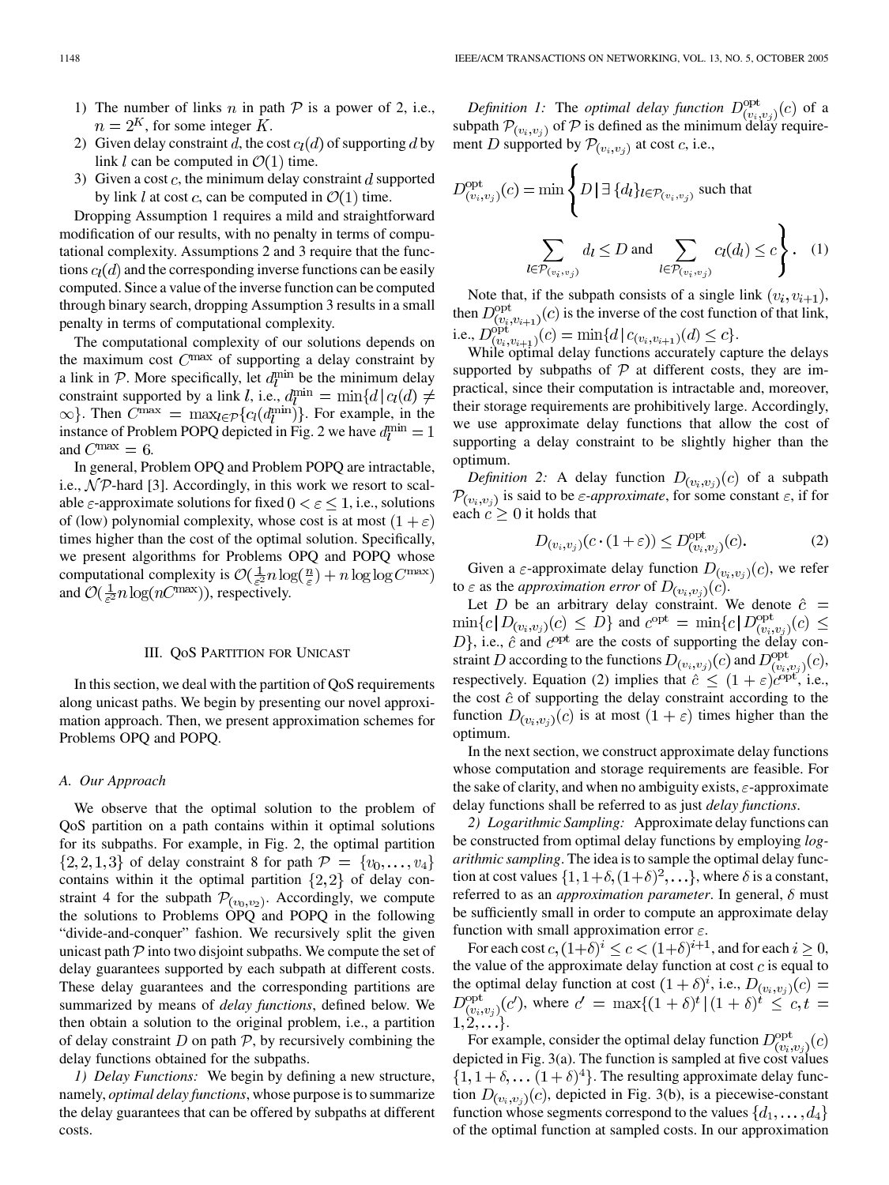1) The number of links $n$ in path $\mathcal{P}$ is a power of 2, i.e., $n = 2^K$, for some integer $K$.
2) Given delay constraint $d$, the cost $c_l(d)$ of supporting $d$ by link $l$ can be computed in $\mathcal{O}(1)$ time.
3) Given a cost $c$, the minimum delay constraint $d$ supported by link $l$ at cost $c$, can be computed in $\mathcal{O}(1)$ time.

Dropping Assumption 1 requires a mild and straightforward modification of our results, with no penalty in terms of computational complexity. Assumptions 2 and 3 require that the functions $c_l(d)$ and the corresponding inverse functions can be easily computed. Since a value of the inverse function can be computed through binary search, dropping Assumption 3 results in a small penalty in terms of computational complexity.

The computational complexity of our solutions depends on the maximum cost $C^{\max}$ of supporting a delay constraint by a link in $\mathcal{P}$. More specifically, let $d_l^{\min}$ be the minimum delay constraint supported by a link $l$, i.e., $d_l^{\min} = \min\{d \,|\, c_l(d) \neq \infty\}$. Then $C^{\max} = \max_{l \in \mathcal{P}}\{c_l(d_l^{\min})\}$. For example, in the instance of Problem POPQ depicted in Fig. 2 we have $d_l^{\min} = 1$ and $C^{\max} = 6$.

In general, Problem OPQ and Problem POPQ are intractable, i.e., $\mathcal{NP}$-hard [3]. Accordingly, in this work we resort to scalable $\varepsilon$-approximate solutions for fixed $0 < \varepsilon \leq 1$, i.e., solutions of (low) polynomial complexity, whose cost is at most $(1+\varepsilon)$ times higher than the cost of the optimal solution. Specifically, we present algorithms for Problems OPQ and POPQ whose computational complexity is $\mathcal{O}(\frac{1}{\varepsilon^2} n \log(\frac{n}{\varepsilon}) + n \log\log C^{\max})$ and $\mathcal{O}(\frac{1}{\varepsilon^2} n \log(nC^{\max}))$, respectively.

## III. QoS Partition for Unicast

In this section, we deal with the partition of QoS requirements along unicast paths. We begin by presenting our novel approximation approach. Then, we present approximation schemes for Problems OPQ and POPQ.

### A. Our Approach

We observe that the optimal solution to the problem of QoS partition on a path contains within it optimal solutions for its subpaths. For example, in Fig. 2, the optimal partition $\{2, 2, 1, 3\}$ of delay constraint 8 for path $\mathcal{P} = \{v_0, \ldots, v_4\}$ contains within it the optimal partition $\{2, 2\}$ of delay constraint 4 for the subpath $\mathcal{P}_{(v_0, v_2)}$. Accordingly, we compute the solutions to Problems OPQ and POPQ in the following "divide-and-conquer" fashion. We recursively split the given unicast path $\mathcal{P}$ into two disjoint subpaths. We compute the set of delay guarantees supported by each subpath at different costs. These delay guarantees and the corresponding partitions are summarized by means of *delay functions*, defined below. We then obtain a solution to the original problem, i.e., a partition of delay constraint $D$ on path $\mathcal{P}$, by recursively combining the delay functions obtained for the subpaths.

*1) Delay Functions:* We begin by defining a new structure, namely, *optimal delay functions*, whose purpose is to summarize the delay guarantees that can be offered by subpaths at different costs.

*Definition 1:* The *optimal delay function* $D^{\text{opt}}_{(v_i,v_j)}(c)$ of a subpath $\mathcal{P}_{(v_i,v_j)}$ of $\mathcal{P}$ is defined as the minimum delay requirement $D$ supported by $\mathcal{P}_{(v_i,v_j)}$ at cost $c$, i.e.,

$$D^{\text{opt}}_{(v_i,v_j)}(c) = \min\left\{ D \,\middle|\, \exists \{d_l\}_{l \in \mathcal{P}_{(v_i,v_j)}} \text{ such that } \sum_{l \in \mathcal{P}_{(v_i,v_j)}} d_l \leq D \text{ and } \sum_{l \in \mathcal{P}_{(v_i,v_j)}} c_l(d_l) \leq c \right\}. \quad (1)$$

Note that, if the subpath consists of a single link $(v_i, v_{i+1})$, then $D^{\text{opt}}_{(v_i,v_{i+1})}(c)$ is the inverse of the cost function of that link, i.e., $D^{\text{opt}}_{(v_i,v_{i+1})}(c) = \min\{d \,|\, c_{(v_i,v_{i+1})}(d) \leq c\}$.

While optimal delay functions accurately capture the delays supported by subpaths of $\mathcal{P}$ at different costs, they are impractical, since their computation is intractable and, moreover, their storage requirements are prohibitively large. Accordingly, we use approximate delay functions that allow the cost of supporting a delay constraint to be slightly higher than the optimum.

*Definition 2:* A delay function $D_{(v_i,v_j)}(c)$ of a subpath $\mathcal{P}_{(v_i,v_j)}$ is said to be $\varepsilon$*-approximate*, for some constant $\varepsilon$, if for each $c \geq 0$ it holds that

$$D_{(v_i,v_j)}(c \cdot (1+\varepsilon)) \leq D^{\text{opt}}_{(v_i,v_j)}(c). \quad (2)$$

Given a $\varepsilon$-approximate delay function $D_{(v_i,v_j)}(c)$, we refer to $\varepsilon$ as the *approximation error* of $D_{(v_i,v_j)}(c)$.

Let $D$ be an arbitrary delay constraint. We denote $\hat{c} = \min\{c \,|\, D_{(v_i,v_j)}(c) \leq D\}$ and $c^{\text{opt}} = \min\{c \,|\, D^{\text{opt}}_{(v_i,v_j)}(c) \leq D\}$, i.e., $\hat{c}$ and $c^{\text{opt}}$ are the costs of supporting the delay constraint $D$ according to the functions $D_{(v_i,v_j)}(c)$ and $D^{\text{opt}}_{(v_i,v_j)}(c)$, respectively. Equation (2) implies that $\hat{c} \leq (1+\varepsilon)c^{\text{opt}}$, i.e., the cost $\hat{c}$ of supporting the delay constraint according to the function $D_{(v_i,v_j)}(c)$ is at most $(1+\varepsilon)$ times higher than the optimum.

In the next section, we construct approximate delay functions whose computation and storage requirements are feasible. For the sake of clarity, and when no ambiguity exists, $\varepsilon$-approximate delay functions shall be referred to as just *delay functions*.

*2) Logarithmic Sampling:* Approximate delay functions can be constructed from optimal delay functions by employing *logarithmic sampling*. The idea is to sample the optimal delay function at cost values $\{1, 1+\delta, (1+\delta)^2, \ldots\}$, where $\delta$ is a constant, referred to as an *approximation parameter*. In general, $\delta$ must be sufficiently small in order to compute an approximate delay function with small approximation error $\varepsilon$.

For each cost $c, (1+\delta)^i \leq c < (1+\delta)^{i+1}$, and for each $i \geq 0$, the value of the approximate delay function at cost $c$ is equal to the optimal delay function at cost $(1+\delta)^i$, i.e., $D_{(v_i,v_j)}(c) = D^{\text{opt}}_{(v_i,v_j)}(c')$, where $c' = \max\{(1+\delta)^t \,|\, (1+\delta)^t \leq c, t = 1, 2, \ldots\}$.

For example, consider the optimal delay function $D^{\text{opt}}_{(v_i,v_j)}(c)$ depicted in Fig. 3(a). The function is sampled at five cost values $\{1, 1+\delta, \ldots (1+\delta)^4\}$. The resulting approximate delay function $D_{(v_i,v_j)}(c)$, depicted in Fig. 3(b), is a piecewise-constant function whose segments correspond to the values $\{d_1, \ldots, d_4\}$ of the optimal function at sampled costs. In our approximation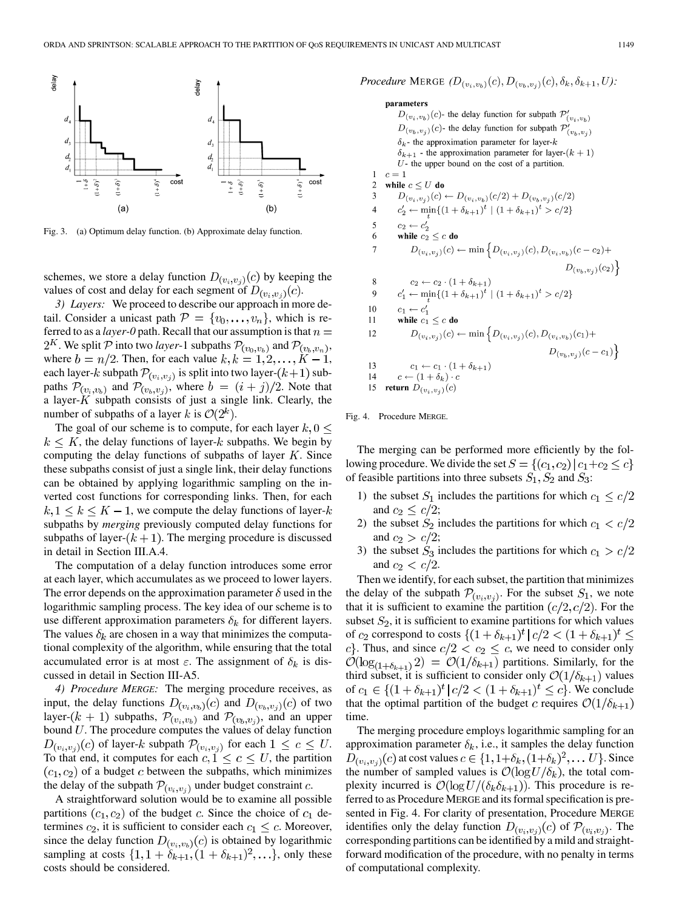Fig. 3. (a) Optimum delay function. (b) Approximate delay function.

schemes, we store a delay function $D_{(v_i,v_j)}(c)$ by keeping the values of cost and delay for each segment of $D_{(v_i,v_j)}(c)$.

*3) Layers:* We proceed to describe our approach in more detail. Consider a unicast path $\mathcal{P} = \{v_0, \ldots, v_n\}$, which is referred to as a *layer-0* path. Recall that our assumption is that $n = 2^K$. We split $\mathcal{P}$ into two *layer*-1 subpaths $\mathcal{P}_{(v_0,v_b)}$ and $\mathcal{P}_{(v_b,v_n)}$, where $b = n/2$. Then, for each value $k, k = 1, 2, \ldots, K-1$, each layer-$k$ subpath $\mathcal{P}_{(v_i,v_j)}$ is split into two layer-$(k+1)$ subpaths $\mathcal{P}_{(v_i,v_b)}$ and $\mathcal{P}_{(v_b,v_j)}$, where $b = (i+j)/2$. Note that a layer-$K$ subpath consists of just a single link. Clearly, the number of subpaths of a layer $k$ is $\mathcal{O}(2^k)$.

The goal of our scheme is to compute, for each layer $k, 0 \leq k \leq K$, the delay functions of layer-$k$ subpaths. We begin by computing the delay functions of subpaths of layer $K$. Since these subpaths consist of just a single link, their delay functions can be obtained by applying logarithmic sampling on the inverted cost functions for corresponding links. Then, for each $k, 1 \leq k \leq K-1$, we compute the delay functions of layer-$k$ subpaths by *merging* previously computed delay functions for subpaths of layer-$(k+1)$. The merging procedure is discussed in detail in Section III.A.4.

The computation of a delay function introduces some error at each layer, which accumulates as we proceed to lower layers. The error depends on the approximation parameter $\delta$ used in the logarithmic sampling process. The key idea of our scheme is to use different approximation parameters $\delta_k$ for different layers. The values $\delta_k$ are chosen in a way that minimizes the computational complexity of the algorithm, while ensuring that the total accumulated error is at most $\varepsilon$. The assignment of $\delta_k$ is discussed in detail in Section III-A5.

*4) Procedure* MERGE*:* The merging procedure receives, as input, the delay functions $D_{(v_i,v_b)}(c)$ and $D_{(v_b,v_j)}(c)$ of two layer-$(k+1)$ subpaths, $\mathcal{P}_{(v_i,v_b)}$ and $\mathcal{P}_{(v_b,v_j)}$, and an upper bound $U$. The procedure computes the values of delay function $D_{(v_i,v_j)}(c)$ of layer-$k$ subpath $\mathcal{P}_{(v_i,v_j)}$ for each $1 \leq c \leq U$. To that end, it computes for each $c, 1 \leq c \leq U$, the partition $(c_1, c_2)$ of a budget $c$ between the subpaths, which minimizes the delay of the subpath $\mathcal{P}_{(v_i,v_j)}$ under budget constraint $c$.

A straightforward solution would be to examine all possible partitions $(c_1, c_2)$ of the budget $c$. Since the choice of $c_1$ determines $c_2$, it is sufficient to consider each $c_1 \leq c$. Moreover, since the delay function $D_{(v_i,v_b)}(c)$ is obtained by logarithmic sampling at costs $\{1, 1+\delta_{k+1}, (1+\delta_{k+1})^2, \ldots\}$, only these costs should be considered.

*Procedure* MERGE $(D_{(v_i,v_b)}(c), D_{(v_b,v_j)}(c), \delta_k, \delta_{k+1}, U)$:

```
parameters
    D_(vi,vb)(c) - the delay function for subpath P'_(vi,vb)
    D_(vb,vj)(c) - the delay function for subpath P'_(vb,vj)
    δ_k - the approximation parameter for layer-k
    δ_{k+1} - the approximation parameter for layer-(k+1)
    U - the upper bound on the cost of a partition.
1   c = 1
2   while c ≤ U do
3       D_(vi,vj)(c) ← D_(vi,vb)(c/2) + D_(vb,vj)(c/2)
4       c'_2 ← min_t {(1+δ_{k+1})^t | (1+δ_{k+1})^t > c/2}
5       c_2 ← c'_2
6       while c_2 ≤ c do
7           D_(vi,vj)(c) ← min{ D_(vi,vj)(c), D_(vi,vb)(c − c_2) +
                                 D_(vb,vj)(c_2) }
8           c_2 ← c_2 · (1+δ_{k+1})
9       c'_1 ← min_t {(1+δ_{k+1})^t | (1+δ_{k+1})^t > c/2}
10      c_1 ← c'_1
11      while c_1 ≤ c do
12          D_(vi,vj)(c) ← min{ D_(vi,vj)(c), D_(vi,vb)(c_1) +
                                 D_(vb,vj)(c − c_1) }
13          c_1 ← c_1 · (1+δ_{k+1})
14      c ← (1+δ_k) · c
15  return D_(vi,vj)(c)
```

Fig. 4. Procedure MERGE.

The merging can be performed more efficiently by the following procedure. We divide the set $S = \{(c_1, c_2) \,|\, c_1 + c_2 \leq c\}$ of feasible partitions into three subsets $S_1, S_2$ and $S_3$:

1) the subset $S_1$ includes the partitions for which $c_1 \leq c/2$ and $c_2 \leq c/2$;
2) the subset $S_2$ includes the partitions for which $c_1 < c/2$ and $c_2 > c/2$;
3) the subset $S_3$ includes the partitions for which $c_1 > c/2$ and $c_2 < c/2$.

Then we identify, for each subset, the partition that minimizes the delay of the subpath $\mathcal{P}_{(v_i,v_j)}$. For the subset $S_1$, we note that it is sufficient to examine the partition $(c/2, c/2)$. For the subset $S_2$, it is sufficient to examine partitions for which values of $c_2$ correspond to costs $\{(1+\delta_{k+1})^t \,|\, c/2 < (1+\delta_{k+1})^t \leq c\}$. Thus, and since $c/2 < c_2 \leq c$, we need to consider only $\mathcal{O}(\log_{(1+\delta_{k+1})} 2) = \mathcal{O}(1/\delta_{k+1})$ partitions. Similarly, for the third subset, it is sufficient to consider only $\mathcal{O}(1/\delta_{k+1})$ values of $c_1 \in \{(1+\delta_{k+1})^t \,|\, c/2 < (1+\delta_{k+1})^t \leq c\}$. We conclude that the optimal partition of the budget $c$ requires $\mathcal{O}(1/\delta_{k+1})$ time.

The merging procedure employs logarithmic sampling for an approximation parameter $\delta_k$, i.e., it samples the delay function $D_{(v_i,v_j)}(c)$ at cost values $c \in \{1, 1+\delta_k, (1+\delta_k)^2, \ldots U\}$. Since the number of sampled values is $\mathcal{O}(\log U/\delta_k)$, the total complexity incurred is $\mathcal{O}(\log U/(\delta_k \delta_{k+1}))$. This procedure is referred to as Procedure MERGE and its formal specification is presented in Fig. 4. For clarity of presentation, Procedure MERGE identifies only the delay function $D_{(v_i,v_j)}(c)$ of $\mathcal{P}_{(v_i,v_j)}$. The corresponding partitions can be identified by a mild and straightforward modification of the procedure, with no penalty in terms of computational complexity.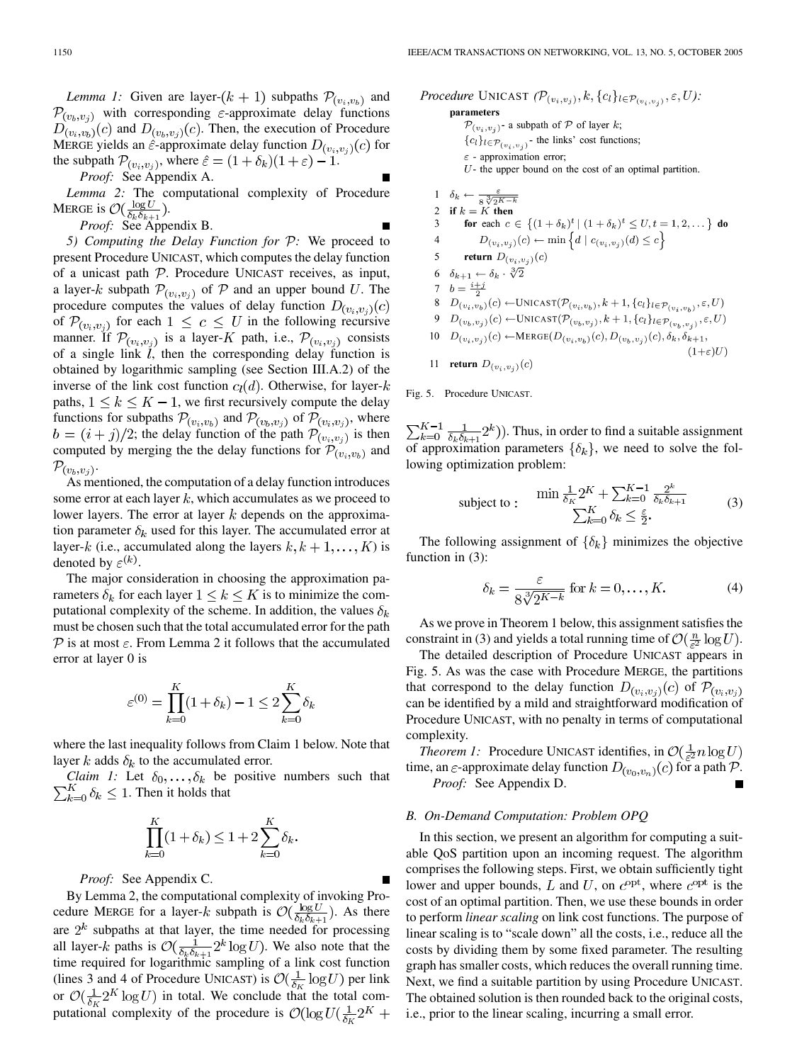*Lemma 1:* Given are layer-$(k+1)$ subpaths $\mathcal{P}_{(v_i,v_b)}$ and $\mathcal{P}_{(v_b,v_j)}$ with corresponding $\varepsilon$-approximate delay functions $D_{(v_i,v_b)}(c)$ and $D_{(v_b,v_j)}(c)$. Then, the execution of Procedure MERGE yields an $\hat{\varepsilon}$-approximate delay function $D_{(v_i,v_j)}(c)$ for the subpath $\mathcal{P}_{(v_i,v_j)}$, where $\hat{\varepsilon} = (1+\delta_k)(1+\varepsilon) - 1$.

*Proof:* See Appendix A. ∎

*Lemma 2:* The computational complexity of Procedure MERGE is $\mathcal{O}(\frac{\log U}{\delta_k \delta_{k+1}})$.

*Proof:* See Appendix B. ∎

*5) Computing the Delay Function for $\mathcal{P}$:* We proceed to present Procedure UNICAST, which computes the delay function of a unicast path $\mathcal{P}$. Procedure UNICAST receives, as input, a layer-$k$ subpath $\mathcal{P}_{(v_i,v_j)}$ of $\mathcal{P}$ and an upper bound $U$. The procedure computes the values of delay function $D_{(v_i,v_j)}(c)$ of $\mathcal{P}_{(v_i,v_j)}$ for each $1 \le c \le U$ in the following recursive manner. If $\mathcal{P}_{(v_i,v_j)}$ is a layer-$K$ path, i.e., $\mathcal{P}_{(v_i,v_j)}$ consists of a single link $l$, then the corresponding delay function is obtained by logarithmic sampling (see Section III.A.2) of the inverse of the link cost function $c_l(d)$. Otherwise, for layer-$k$ paths, $1 \le k \le K-1$, we first recursively compute the delay functions for subpaths $\mathcal{P}_{(v_i,v_b)}$ and $\mathcal{P}_{(v_b,v_j)}$ of $\mathcal{P}_{(v_i,v_j)}$, where $b = (i+j)/2$; the delay function of the path $\mathcal{P}_{(v_i,v_j)}$ is then computed by merging the the delay functions for $\mathcal{P}_{(v_i,v_b)}$ and $\mathcal{P}_{(v_b,v_j)}$.

As mentioned, the computation of a delay function introduces some error at each layer $k$, which accumulates as we proceed to lower layers. The error at layer $k$ depends on the approximation parameter $\delta_k$ used for this layer. The accumulated error at layer-$k$ (i.e., accumulated along the layers $k, k+1, \ldots, K$) is denoted by $\varepsilon^{(k)}$.

The major consideration in choosing the approximation parameters $\delta_k$ for each layer $1 \le k \le K$ is to minimize the computational complexity of the scheme. In addition, the values $\delta_k$ must be chosen such that the total accumulated error for the path $\mathcal{P}$ is at most $\varepsilon$. From Lemma 2 it follows that the accumulated error at layer 0 is

$$\varepsilon^{(0)} = \prod_{k=0}^{K}(1+\delta_k) - 1 \le 2\sum_{k=0}^{K}\delta_k$$

where the last inequality follows from Claim 1 below. Note that layer $k$ adds $\delta_k$ to the accumulated error.

*Claim 1:* Let $\delta_0, \ldots, \delta_k$ be positive numbers such that $\sum_{k=0}^{K}\delta_k \le 1$. Then it holds that

$$\prod_{k=0}^{K}(1+\delta_k) \le 1 + 2\sum_{k=0}^{K}\delta_k.$$

*Proof:* See Appendix C. ∎

By Lemma 2, the computational complexity of invoking Procedure MERGE for a layer-$k$ subpath is $\mathcal{O}(\frac{\log U}{\delta_k \delta_{k+1}})$. As there are $2^k$ subpaths at that layer, the time needed for processing all layer-$k$ paths is $\mathcal{O}(\frac{1}{\delta_k \delta_{k+1}} 2^k \log U)$. We also note that the time required for logarithmic sampling of a link cost function (lines 3 and 4 of Procedure UNICAST) is $\mathcal{O}(\frac{1}{\delta_K}\log U)$ per link or $\mathcal{O}(\frac{1}{\delta_K}2^K \log U)$ in total. We conclude that the total computational complexity of the procedure is $\mathcal{O}(\log U(\frac{1}{\delta_K}2^K + \sum_{k=0}^{K-1}\frac{1}{\delta_k \delta_{k+1}}2^k))$. Thus, in order to find a suitable assignment of approximation parameters $\{\delta_k\}$, we need to solve the following optimization problem:

$$\begin{array}{ll} & \min \frac{1}{\delta_K}2^K + \sum_{k=0}^{K-1}\frac{2^k}{\delta_k \delta_{k+1}} \\ \text{subject to :} & \sum_{k=0}^{K}\delta_k \le \frac{\varepsilon}{2}. \end{array} \tag{3}$$

The following assignment of $\{\delta_k\}$ minimizes the objective function in (3):

$$\delta_k = \frac{\varepsilon}{8\sqrt[3]{2^{K-k}}} \text{ for } k = 0, \ldots, K. \tag{4}$$

As we prove in Theorem 1 below, this assignment satisfies the constraint in (3) and yields a total running time of $\mathcal{O}(\frac{n}{\varepsilon^2}\log U)$.

The detailed description of Procedure UNICAST appears in Fig. 5. As was the case with Procedure MERGE, the partitions that correspond to the delay function $D_{(v_i,v_j)}(c)$ of $\mathcal{P}_{(v_i,v_j)}$ can be identified by a mild and straightforward modification of Procedure UNICAST, with no penalty in terms of computational complexity.

*Theorem 1:* Procedure UNICAST identifies, in $\mathcal{O}(\frac{1}{\varepsilon^2}n\log U)$ time, an $\varepsilon$-approximate delay function $D_{(v_0,v_n)}(c)$ for a path $\mathcal{P}$.

*Proof:* See Appendix D. ∎

```
Procedure UNICAST (P_(vi,vj), k, {c_l}_{l∈P_(vi,vj)}, ε, U):
parameters
    P_(vi,vj) - a subpath of P of layer k;
    {c_l}_{l∈P_(vi,vj)} - the links' cost functions;
    ε - approximation error;
    U - the upper bound on the cost of an optimal partition.

1  δ_k ← ε / (8 ∛(2^(K−k)))
2  if k = K then
3      for each c ∈ {(1+δ_k)^t | (1+δ_k)^t ≤ U, t = 1, 2, ...} do
4          D_(vi,vj)(c) ← min{d | c_(vi,vj)(d) ≤ c}
5      return D_(vi,vj)(c)
6  δ_(k+1) ← δ_k · ∛2
7  b = (i+j)/2
8  D_(vi,vb)(c) ← UNICAST(P_(vi,vb), k+1, {c_l}_{l∈P_(vi,vb)}, ε, U)
9  D_(vb,vj)(c) ← UNICAST(P_(vb,vj), k+1, {c_l}_{l∈P_(vb,vj)}, ε, U)
10 D_(vi,vj)(c) ← MERGE(D_(vi,vb)(c), D_(vb,vj)(c), δ_k, δ_(k+1), (1+ε)U)
11 return D_(vi,vj)(c)
```

Fig. 5. Procedure UNICAST.

## B. On-Demand Computation: Problem OPQ

In this section, we present an algorithm for computing a suitable QoS partition upon an incoming request. The algorithm comprises the following steps. First, we obtain sufficiently tight lower and upper bounds, $L$ and $U$, on $c^{\text{opt}}$, where $c^{\text{opt}}$ is the cost of an optimal partition. Then, we use these bounds in order to perform *linear scaling* on link cost functions. The purpose of linear scaling is to "scale down" all the costs, i.e., reduce all the costs by dividing them by some fixed parameter. The resulting graph has smaller costs, which reduces the overall running time. Next, we find a suitable partition by using Procedure UNICAST. The obtained solution is then rounded back to the original costs, i.e., prior to the linear scaling, incurring a small error.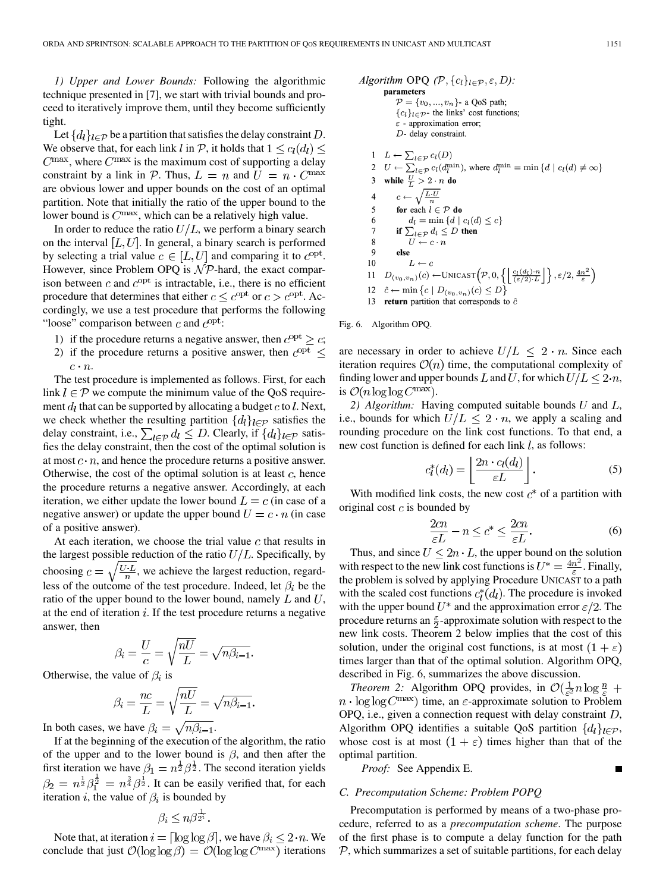*1) Upper and Lower Bounds:* Following the algorithmic technique presented in [7], we start with trivial bounds and proceed to iteratively improve them, until they become sufficiently tight.

Let $\{d_l\}_{l\in\mathcal{P}}$ be a partition that satisfies the delay constraint $D$. We observe that, for each link $l$ in $\mathcal{P}$, it holds that $1 \le c_l(d_l) \le C^{\max}$, where $C^{\max}$ is the maximum cost of supporting a delay constraint by a link in $\mathcal{P}$. Thus, $L = n$ and $U = n \cdot C^{\max}$ are obvious lower and upper bounds on the cost of an optimal partition. Note that initially the ratio of the upper bound to the lower bound is $C^{\max}$, which can be a relatively high value.

In order to reduce the ratio $U/L$, we perform a binary search on the interval $[L, U]$. In general, a binary search is performed by selecting a trial value $c \in [L, U]$ and comparing it to $c^{\text{opt}}$. However, since Problem OPQ is $\mathcal{NP}$-hard, the exact comparison between $c$ and $c^{\text{opt}}$ is intractable, i.e., there is no efficient procedure that determines that either $c \le c^{\text{opt}}$ or $c > c^{\text{opt}}$. Accordingly, we use a test procedure that performs the following "loose" comparison between $c$ and $c^{\text{opt}}$:

1) if the procedure returns a negative answer, then $c^{\text{opt}} \ge c$;
2) if the procedure returns a positive answer, then $c^{\text{opt}} \le c \cdot n$.

The test procedure is implemented as follows. First, for each link $l \in \mathcal{P}$ we compute the minimum value of the QoS requirement $d_l$ that can be supported by allocating a budget $c$ to $l$. Next, we check whether the resulting partition $\{d_l\}_{l\in\mathcal{P}}$ satisfies the delay constraint, i.e., $\sum_{l\in\mathcal{P}} d_l \le D$. Clearly, if $\{d_l\}_{l\in\mathcal{P}}$ satisfies the delay constraint, then the cost of the optimal solution is at most $c \cdot n$, and hence the procedure returns a positive answer. Otherwise, the cost of the optimal solution is at least $c$, hence the procedure returns a negative answer. Accordingly, at each iteration, we either update the lower bound $L = c$ (in case of a negative answer) or update the upper bound $U = c \cdot n$ (in case of a positive answer).

At each iteration, we choose the trial value $c$ that results in the largest possible reduction of the ratio $U/L$. Specifically, by choosing $c = \sqrt{\frac{U \cdot L}{n}}$, we achieve the largest reduction, regardless of the outcome of the test procedure. Indeed, let $\beta_i$ be the ratio of the upper bound to the lower bound, namely $L$ and $U$, at the end of iteration $i$. If the test procedure returns a negative answer, then

$$\beta_i = \frac{U}{c} = \sqrt{\frac{nU}{L}} = \sqrt{n\beta_{i-1}}.$$

Otherwise, the value of $\beta_i$ is

$$\beta_i = \frac{nc}{L} = \sqrt{\frac{nU}{L}} = \sqrt{n\beta_{i-1}}.$$

In both cases, we have $\beta_i = \sqrt{n\beta_{i-1}}$.

If at the beginning of the execution of the algorithm, the ratio of the upper and to the lower bound is $\beta$, and then after the first iteration we have $\beta_1 = n^{\frac{1}{2}}\beta^{\frac{1}{2}}$. The second iteration yields $\beta_2 = n^{\frac{1}{2}}\beta_1^{\frac{1}{2}} = n^{\frac{3}{4}}\beta^{\frac{1}{2}}$. It can be easily verified that, for each iteration $i$, the value of $\beta_i$ is bounded by

$$\beta_i \le n\beta^{\frac{1}{2^i}}.$$

Note that, at iteration $i = \lceil \log\log\beta \rceil$, we have $\beta_i \le 2 \cdot n$. We conclude that just $\mathcal{O}(\log\log\beta) = \mathcal{O}(\log\log C^{\max})$ iterations are necessary in order to achieve $U/L \le 2 \cdot n$. Since each iteration requires $\mathcal{O}(n)$ time, the computational complexity of finding lower and upper bounds $L$ and $U$, for which $U/L \le 2 \cdot n$, is $\mathcal{O}(n \log\log C^{\max})$.

*Algorithm* OPQ $(\mathcal{P}, \{c_l\}_{l\in\mathcal{P}}, \varepsilon, D)$:

**parameters**
$\mathcal{P} = \{v_0, ..., v_n\}$- a QoS path;
$\{c_l\}_{l\in\mathcal{P}}$- the links' cost functions;
$\varepsilon$ - approximation error;
$D$- delay constraint.

```
1   L ← Σ_{l∈P} c_l(D)
2   U ← Σ_{l∈P} c_l(d_l^min), where d_l^min = min{d | c_l(d) ≠ ∞}
3   while U/L > 2·n do
4       c ← sqrt(L·U / n)
5       for each l ∈ P do
6           d_l = min{d | c_l(d) ≤ c}
7       if Σ_{l∈P} d_l ≤ D then
8           U ← c·n
9       else
10          L ← c
11  D_(v0,vn)(c) ← UNICAST(P, 0, {⌊ c_l(d_l)·n / ((ε/2)·L) ⌋}, ε/2, 4n²/ε)
12  ĉ ← min{c | D_(v0,vn)(c) ≤ D}
13  return partition that corresponds to ĉ
```

Fig. 6. Algorithm OPQ.

*2) Algorithm:* Having computed suitable bounds $U$ and $L$, i.e., bounds for which $U/L \le 2 \cdot n$, we apply a scaling and rounding procedure on the link cost functions. To that end, a new cost function is defined for each link $l$, as follows:

$$c_l^*(d_l) = \left\lfloor \frac{2n \cdot c_l(d_l)}{\varepsilon L} \right\rfloor. \tag{5}$$

With modified link costs, the new cost $c^*$ of a partition with original cost $c$ is bounded by

$$\frac{2cn}{\varepsilon L} - n \le c^* \le \frac{2cn}{\varepsilon L}. \tag{6}$$

Thus, and since $U \le 2n \cdot L$, the upper bound on the solution with respect to the new link cost functions is $U^* = \frac{4n^2}{\varepsilon}$. Finally, the problem is solved by applying Procedure UNICAST to a path with the scaled cost functions $c_l^*(d_l)$. The procedure is invoked with the upper bound $U^*$ and the approximation error $\varepsilon/2$. The procedure returns an $\frac{\varepsilon}{2}$-approximate solution with respect to the new link costs. Theorem 2 below implies that the cost of this solution, under the original cost functions, is at most $(1+\varepsilon)$ times larger than that of the optimal solution. Algorithm OPQ, described in Fig. 6, summarizes the above discussion.

*Theorem 2:* Algorithm OPQ provides, in $\mathcal{O}(\frac{1}{\varepsilon^2} n \log\frac{n}{\varepsilon} + n \cdot \log\log C^{\max})$ time, an $\varepsilon$-approximate solution to Problem OPQ, i.e., given a connection request with delay constraint $D$, Algorithm OPQ identifies a suitable QoS partition $\{d_l\}_{l\in\mathcal{P}}$, whose cost is at most $(1+\varepsilon)$ times higher than that of the optimal partition.

*Proof:* See Appendix E. ■

### C. Precomputation Scheme: Problem POPQ

Precomputation is performed by means of a two-phase procedure, referred to as a *precomputation scheme*. The purpose of the first phase is to compute a delay function for the path $\mathcal{P}$, which summarizes a set of suitable partitions, for each delay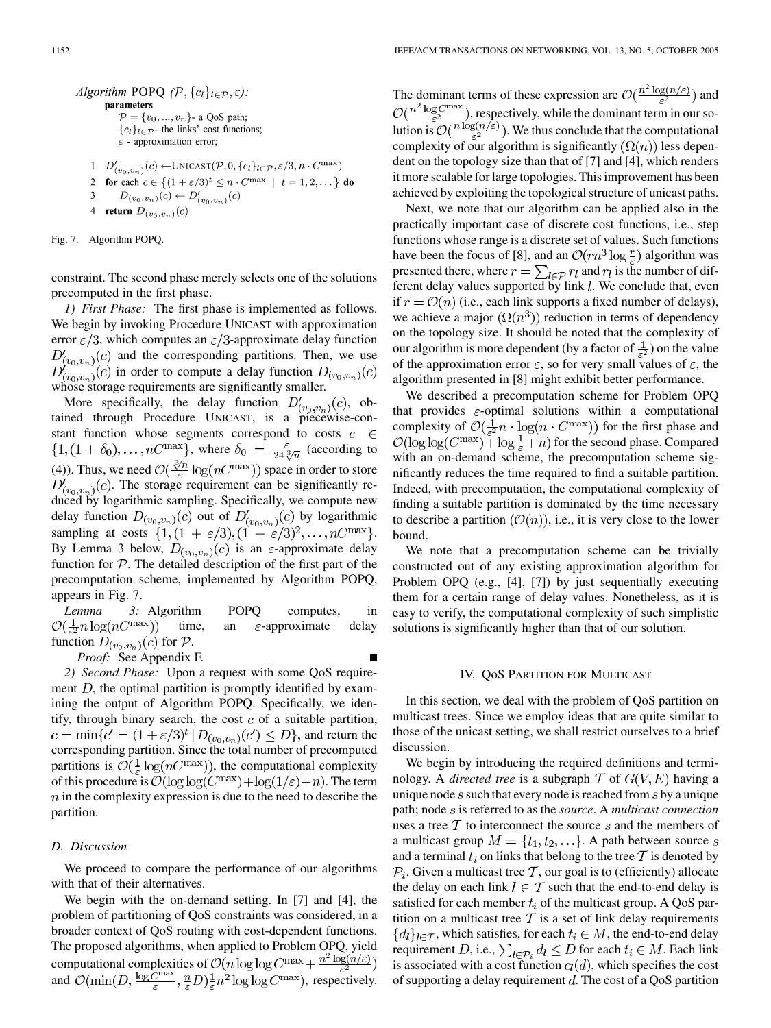*Algorithm* POPQ $(\mathcal{P}, \{c_l\}_{l\in\mathcal{P}}, \varepsilon)$:

**parameters**

$\mathcal{P} = \{v_0, ..., v_n\}$- a QoS path;

$\{c_l\}_{l\in\mathcal{P}}$- the links' cost functions;

$\varepsilon$ - approximation error;

```
1  D'_(v0,vn)(c) ← UNICAST(P, 0, {c_l}_{l∈P}, ε/3, n · C^max)
2  for each c ∈ {(1 + ε/3)^t ≤ n · C^max | t = 1, 2, ...} do
3      D_(v0,vn)(c) ← D'_(v0,vn)(c)
4  return D_(v0,vn)(c)
```

Fig. 7. Algorithm POPQ.

constraint. The second phase merely selects one of the solutions precomputed in the first phase.

*1) First Phase:* The first phase is implemented as follows. We begin by invoking Procedure UNICAST with approximation error $\varepsilon/3$, which computes an $\varepsilon/3$-approximate delay function $D'_{(v_0,v_n)}(c)$ and the corresponding partitions. Then, we use $D'_{(v_0,v_n)}(c)$ in order to compute a delay function $D_{(v_0,v_n)}(c)$ whose storage requirements are significantly smaller.

More specifically, the delay function $D'_{(v_0,v_n)}(c)$, obtained through Procedure UNICAST, is a piecewise-constant function whose segments correspond to costs $c \in \{1,(1+\delta_0),\ldots,nC^{\max}\}$, where $\delta_0 = \frac{\varepsilon}{24\sqrt[3]{n}}$ (according to (4)). Thus, we need $\mathcal{O}(\frac{\sqrt[3]{n}}{\varepsilon}\log(nC^{\max}))$ space in order to store $D'_{(v_0,v_n)}(c)$. The storage requirement can be significantly reduced by logarithmic sampling. Specifically, we compute new delay function $D_{(v_0,v_n)}(c)$ out of $D'_{(v_0,v_n)}(c)$ by logarithmic sampling at costs $\{1,(1+\varepsilon/3),(1+\varepsilon/3)^2,\ldots,nC^{\max}\}$. By Lemma 3 below, $D_{(v_0,v_n)}(c)$ is an $\varepsilon$-approximate delay function for $\mathcal{P}$. The detailed description of the first part of the precomputation scheme, implemented by Algorithm POPQ, appears in Fig. 7.

*Lemma 3:* Algorithm POPQ computes, in $\mathcal{O}(\frac{1}{\varepsilon^2}n\log(nC^{\max}))$ time, an $\varepsilon$-approximate delay function $D_{(v_0,v_n)}(c)$ for $\mathcal{P}$.

*Proof:* See Appendix F. ■

*2) Second Phase:* Upon a request with some QoS requirement $D$, the optimal partition is promptly identified by examining the output of Algorithm POPQ. Specifically, we identify, through binary search, the cost $c$ of a suitable partition, $c = \min\{c' = (1+\varepsilon/3)^t \,|\, D_{(v_0,v_n)}(c') \leq D\}$, and return the corresponding partition. Since the total number of precomputed partitions is $\mathcal{O}(\frac{1}{\varepsilon}\log(nC^{\max}))$, the computational complexity of this procedure is $\mathcal{O}(\log\log(C^{\max})+\log(1/\varepsilon)+n)$. The term $n$ in the complexity expression is due to the need to describe the partition.

### D. Discussion

We proceed to compare the performance of our algorithms with that of their alternatives.

We begin with the on-demand setting. In [7] and [4], the problem of partitioning of QoS constraints was considered, in a broader context of QoS routing with cost-dependent functions. The proposed algorithms, when applied to Problem OPQ, yield computational complexities of $\mathcal{O}(n\log\log C^{\max} + \frac{n^2\log(n/\varepsilon)}{\varepsilon^2})$ and $\mathcal{O}(\min(D, \frac{\log C^{\max}}{\varepsilon}, \frac{n}{\varepsilon}D)\frac{1}{\varepsilon}n^2\log\log C^{\max})$, respectively. The dominant terms of these expression are $\mathcal{O}(\frac{n^2\log(n/\varepsilon)}{\varepsilon^2})$ and $\mathcal{O}(\frac{n^2\log C^{\max}}{\varepsilon^2})$, respectively, while the dominant term in our solution is $\mathcal{O}(\frac{n\log(n/\varepsilon)}{\varepsilon^2})$. We thus conclude that the computational complexity of our algorithm is significantly $(\Omega(n))$ less dependent on the topology size than that of [7] and [4], which renders it more scalable for large topologies. This improvement has been achieved by exploiting the topological structure of unicast paths.

Next, we note that our algorithm can be applied also in the practically important case of discrete cost functions, i.e., step functions whose range is a discrete set of values. Such functions have been the focus of [8], and an $\mathcal{O}(rn^3\log\frac{r}{\varepsilon})$ algorithm was presented there, where $r = \sum_{l\in\mathcal{P}} r_l$ and $r_l$ is the number of different delay values supported by link $l$. We conclude that, even if $r = \mathcal{O}(n)$ (i.e., each link supports a fixed number of delays), we achieve a major $(\Omega(n^3))$ reduction in terms of dependency on the topology size. It should be noted that the complexity of our algorithm is more dependent (by a factor of $\frac{1}{\varepsilon^2}$) on the value of the approximation error $\varepsilon$, so for very small values of $\varepsilon$, the algorithm presented in [8] might exhibit better performance.

We described a precomputation scheme for Problem OPQ that provides $\varepsilon$-optimal solutions within a computational complexity of $\mathcal{O}(\frac{1}{\varepsilon^2}n\cdot\log(n\cdot C^{\max}))$ for the first phase and $\mathcal{O}(\log\log(C^{\max})+\log\frac{1}{\varepsilon}+n)$ for the second phase. Compared with an on-demand scheme, the precomputation scheme significantly reduces the time required to find a suitable partition. Indeed, with precomputation, the computational complexity of finding a suitable partition is dominated by the time necessary to describe a partition $(\mathcal{O}(n))$, i.e., it is very close to the lower bound.

We note that a precomputation scheme can be trivially constructed out of any existing approximation algorithm for Problem OPQ (e.g., [4], [7]) by just sequentially executing them for a certain range of delay values. Nonetheless, as it is easy to verify, the computational complexity of such simplistic solutions is significantly higher than that of our solution.

## IV. QoS Partition for Multicast

In this section, we deal with the problem of QoS partition on multicast trees. Since we employ ideas that are quite similar to those of the unicast setting, we shall restrict ourselves to a brief discussion.

We begin by introducing the required definitions and terminology. A *directed tree* is a subgraph $\mathcal{T}$ of $G(V,E)$ having a unique node $s$ such that every node is reached from $s$ by a unique path; node $s$ is referred to as the *source*. A *multicast connection* uses a tree $\mathcal{T}$ to interconnect the source $s$ and the members of a multicast group $M = \{t_1, t_2, \ldots\}$. A path between source $s$ and a terminal $t_i$ on links that belong to the tree $\mathcal{T}$ is denoted by $\mathcal{P}_i$. Given a multicast tree $\mathcal{T}$, our goal is to (efficiently) allocate the delay on each link $l \in \mathcal{T}$ such that the end-to-end delay is satisfied for each member $t_i$ of the multicast group. A QoS partition on a multicast tree $\mathcal{T}$ is a set of link delay requirements $\{d_l\}_{l\in\mathcal{T}}$, which satisfies, for each $t_i \in M$, the end-to-end delay requirement $D$, i.e., $\sum_{l\in\mathcal{P}_i} d_l \leq D$ for each $t_i \in M$. Each link is associated with a cost function $c_l(d)$, which specifies the cost of supporting a delay requirement $d$. The cost of a QoS partition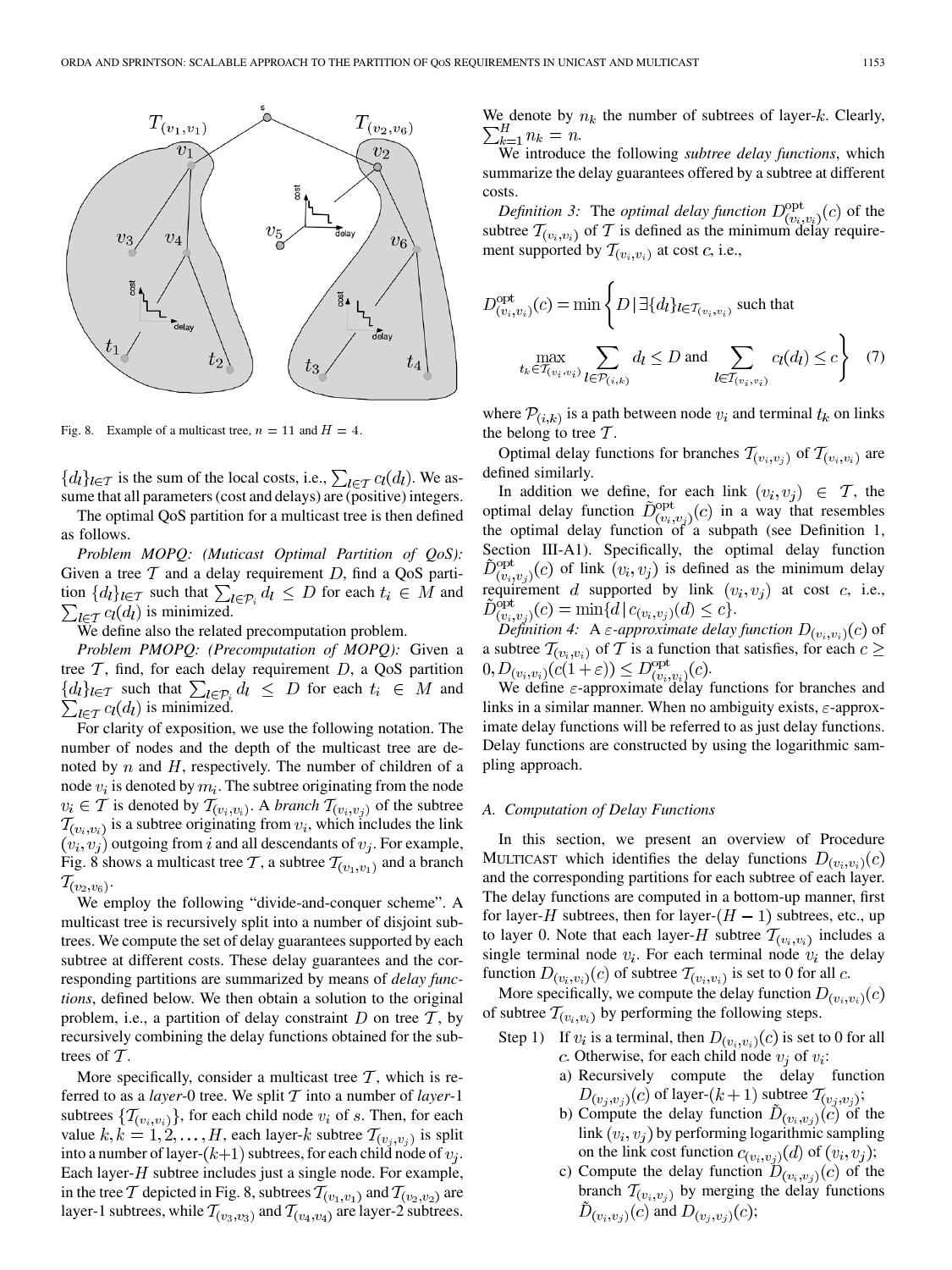Fig. 8. Example of a multicast tree, $n = 11$ and $H = 4$.

$\{d_l\}_{l \in \mathcal{T}}$ is the sum of the local costs, i.e., $\sum_{l \in \mathcal{T}} c_l(d_l)$. We assume that all parameters (cost and delays) are (positive) integers.

The optimal QoS partition for a multicast tree is then defined as follows.

*Problem MOPQ: (Muticast Optimal Partition of QoS):* Given a tree $\mathcal{T}$ and a delay requirement $D$, find a QoS partition $\{d_l\}_{l \in \mathcal{T}}$ such that $\sum_{l \in \mathcal{P}_i} d_l \leq D$ for each $t_i \in M$ and $\sum_{l \in \mathcal{T}} c_l(d_l)$ is minimized.

We define also the related precomputation problem.

*Problem PMOPQ: (Precomputation of MOPQ):* Given a tree $\mathcal{T}$, find, for each delay requirement $D$, a QoS partition $\{d_l\}_{l \in \mathcal{T}}$ such that $\sum_{l \in \mathcal{P}_i} d_l \leq D$ for each $t_i \in M$ and $\sum_{l \in \mathcal{T}} c_l(d_l)$ is minimized.

For clarity of exposition, we use the following notation. The number of nodes and the depth of the multicast tree are denoted by $n$ and $H$, respectively. The number of children of a node $v_i$ is denoted by $m_i$. The subtree originating from the node $v_i \in \mathcal{T}$ is denoted by $\mathcal{T}_{(v_i, v_i)}$. A *branch* $\mathcal{T}_{(v_i, v_j)}$ of the subtree $\mathcal{T}_{(v_i, v_i)}$ is a subtree originating from $v_i$, which includes the link $(v_i, v_j)$ outgoing from $i$ and all descendants of $v_j$. For example, Fig. 8 shows a multicast tree $\mathcal{T}$, a subtree $\mathcal{T}_{(v_1, v_1)}$ and a branch $\mathcal{T}_{(v_2, v_6)}$.

We employ the following "divide-and-conquer scheme". A multicast tree is recursively split into a number of disjoint subtrees. We compute the set of delay guarantees supported by each subtree at different costs. These delay guarantees and the corresponding partitions are summarized by means of *delay functions*, defined below. We then obtain a solution to the original problem, i.e., a partition of delay constraint $D$ on tree $\mathcal{T}$, by recursively combining the delay functions obtained for the subtrees of $\mathcal{T}$.

More specifically, consider a multicast tree $\mathcal{T}$, which is referred to as a *layer*-0 tree. We split $\mathcal{T}$ into a number of *layer*-1 subtrees $\{\mathcal{T}_{(v_i, v_i)}\}$, for each child node $v_i$ of $s$. Then, for each value $k, k = 1, 2, \ldots, H$, each layer-$k$ subtree $\mathcal{T}_{(v_j, v_j)}$ is split into a number of layer-$(k+1)$ subtrees, for each child node of $v_j$. Each layer-$H$ subtree includes just a single node. For example, in the tree $\mathcal{T}$ depicted in Fig. 8, subtrees $\mathcal{T}_{(v_1, v_1)}$ and $\mathcal{T}_{(v_2, v_2)}$ are layer-1 subtrees, while $\mathcal{T}_{(v_3, v_3)}$ and $\mathcal{T}_{(v_4, v_4)}$ are layer-2 subtrees.

We denote by $n_k$ the number of subtrees of layer-$k$. Clearly, $\sum_{k=1}^{H} n_k = n$.

We introduce the following *subtree delay functions*, which summarize the delay guarantees offered by a subtree at different costs.

*Definition 3:* The *optimal delay function* $D^{\text{opt}}_{(v_i, v_i)}(c)$ of the subtree $\mathcal{T}_{(v_i, v_i)}$ of $\mathcal{T}$ is defined as the minimum delay requirement supported by $\mathcal{T}_{(v_i, v_i)}$ at cost $c$, i.e.,

$$D^{\text{opt}}_{(v_i, v_i)}(c) = \min \left\{ D \,|\, \exists \{d_l\}_{l \in \mathcal{T}_{(v_i, v_i)}} \text{ such that } \max_{t_k \in \mathcal{T}_{(v_i, v_i)}} \sum_{l \in \mathcal{P}_{(i,k)}} d_l \leq D \text{ and } \sum_{l \in \mathcal{T}_{(v_i, v_i)}} c_l(d_l) \leq c \right\} \quad (7)$$

where $\mathcal{P}_{(i,k)}$ is a path between node $v_i$ and terminal $t_k$ on links the belong to tree $\mathcal{T}$.

Optimal delay functions for branches $\mathcal{T}_{(v_i, v_j)}$ of $\mathcal{T}_{(v_i, v_i)}$ are defined similarly.

In addition we define, for each link $(v_i, v_j) \in \mathcal{T}$, the optimal delay function $\tilde{D}^{\text{opt}}_{(v_i, v_j)}(c)$ in a way that resembles the optimal delay function of a subpath (see Definition 1, Section III-A1). Specifically, the optimal delay function $\tilde{D}^{\text{opt}}_{(v_i, v_j)}(c)$ of link $(v_i, v_j)$ is defined as the minimum delay requirement $d$ supported by link $(v_i, v_j)$ at cost $c$, i.e., $\tilde{D}^{\text{opt}}_{(v_i, v_j)}(c) = \min\{d \,|\, c_{(v_i, v_j)}(d) \leq c\}$.

*Definition 4:* A $\varepsilon$*-approximate delay function* $D_{(v_i, v_i)}(c)$ of a subtree $\mathcal{T}_{(v_i, v_i)}$ of $\mathcal{T}$ is a function that satisfies, for each $c \geq 0, D_{(v_i, v_i)}(c(1+\varepsilon)) \leq D^{\text{opt}}_{(v_i, v_i)}(c)$.

We define $\varepsilon$-approximate delay functions for branches and links in a similar manner. When no ambiguity exists, $\varepsilon$-approximate delay functions will be referred to as just delay functions. Delay functions are constructed by using the logarithmic sampling approach.

### A. Computation of Delay Functions

In this section, we present an overview of Procedure MULTICAST which identifies the delay functions $D_{(v_i, v_i)}(c)$ and the corresponding partitions for each subtree of each layer. The delay functions are computed in a bottom-up manner, first for layer-$H$ subtrees, then for layer-$(H-1)$ subtrees, etc., up to layer 0. Note that each layer-$H$ subtree $\mathcal{T}_{(v_i, v_i)}$ includes a single terminal node $v_i$. For each terminal node $v_i$ the delay function $D_{(v_i, v_i)}(c)$ of subtree $\mathcal{T}_{(v_i, v_i)}$ is set to 0 for all $c$.

More specifically, we compute the delay function $D_{(v_i, v_i)}(c)$ of subtree $\mathcal{T}_{(v_i, v_i)}$ by performing the following steps.

Step 1) If $v_i$ is a terminal, then $D_{(v_i, v_i)}(c)$ is set to 0 for all $c$. Otherwise, for each child node $v_j$ of $v_i$:

- a) Recursively compute the delay function $D_{(v_j, v_j)}(c)$ of layer-$(k+1)$ subtree $\mathcal{T}_{(v_j, v_j)}$;
- b) Compute the delay function $\tilde{D}_{(v_i, v_j)}(c)$ of the link $(v_i, v_j)$ by performing logarithmic sampling on the link cost function $c_{(v_i, v_j)}(d)$ of $(v_i, v_j)$;
- c) Compute the delay function $D_{(v_i, v_j)}(c)$ of the branch $\mathcal{T}_{(v_i, v_j)}$ by merging the delay functions $\tilde{D}_{(v_i, v_j)}(c)$ and $D_{(v_j, v_j)}(c)$;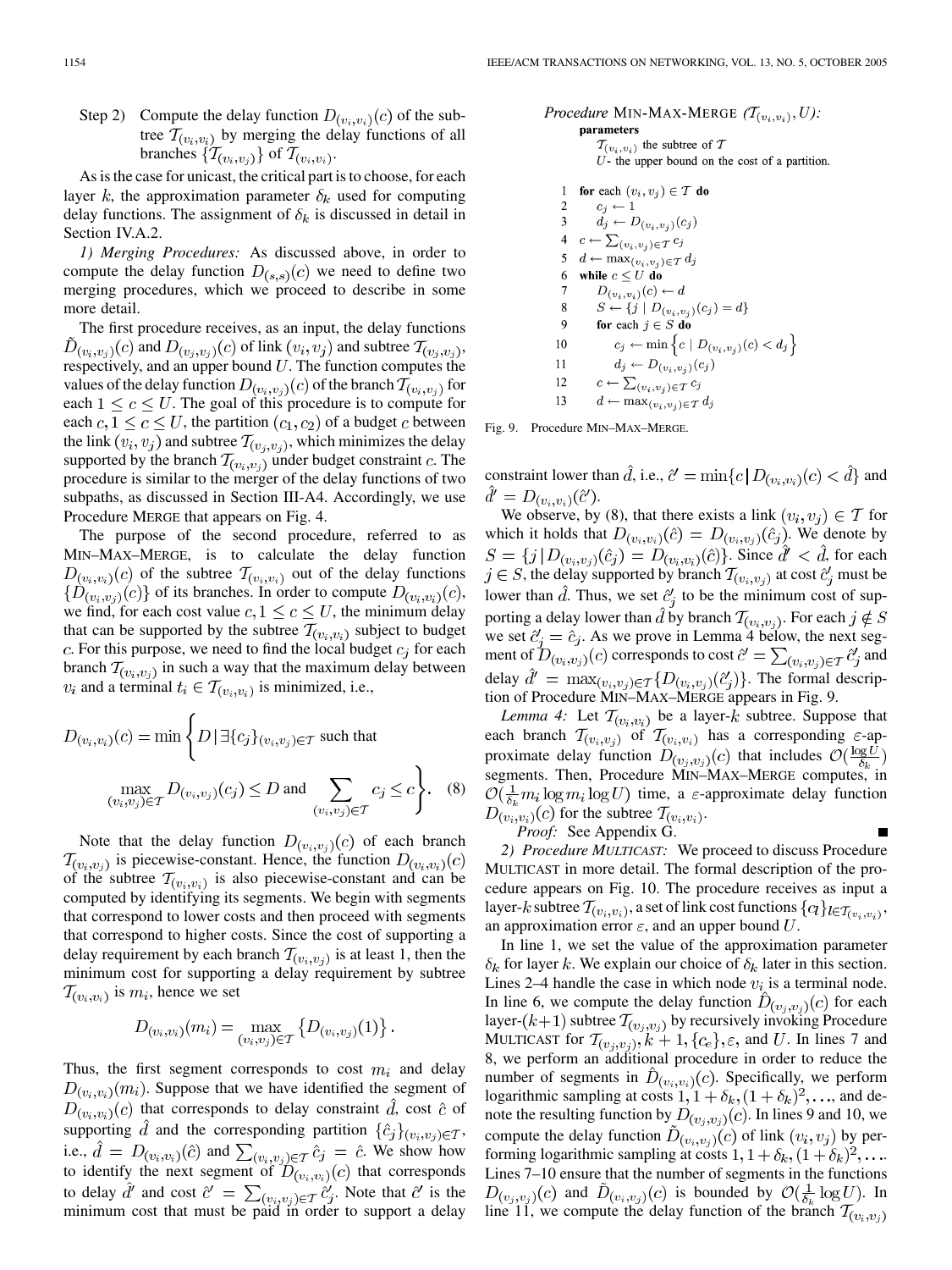Step 2) Compute the delay function $D_{(v_i,v_i)}(c)$ of the subtree $\mathcal{T}_{(v_i,v_i)}$ by merging the delay functions of all branches $\{\mathcal{T}_{(v_i,v_j)}\}$ of $\mathcal{T}_{(v_i,v_i)}$.

As is the case for unicast, the critical part is to choose, for each layer $k$, the approximation parameter $\delta_k$ used for computing delay functions. The assignment of $\delta_k$ is discussed in detail in Section IV.A.2.

*1) Merging Procedures:* As discussed above, in order to compute the delay function $D_{(s,s)}(c)$ we need to define two merging procedures, which we proceed to describe in some more detail.

The first procedure receives, as an input, the delay functions $\tilde{D}_{(v_i,v_j)}(c)$ and $D_{(v_j,v_j)}(c)$ of link $(v_i,v_j)$ and subtree $\mathcal{T}_{(v_j,v_j)}$, respectively, and an upper bound $U$. The function computes the values of the delay function $D_{(v_i,v_j)}(c)$ of the branch $\mathcal{T}_{(v_i,v_j)}$ for each $1 \le c \le U$. The goal of this procedure is to compute for each $c, 1 \le c \le U$, the partition $(c_1, c_2)$ of a budget $c$ between the link $(v_i,v_j)$ and subtree $\mathcal{T}_{(v_j,v_j)}$, which minimizes the delay supported by the branch $\mathcal{T}_{(v_i,v_j)}$ under budget constraint $c$. The procedure is similar to the merger of the delay functions of two subpaths, as discussed in Section III-A4. Accordingly, we use Procedure MERGE that appears on Fig. 4.

The purpose of the second procedure, referred to as MIN–MAX–MERGE, is to calculate the delay function $D_{(v_i,v_i)}(c)$ of the subtree $\mathcal{T}_{(v_i,v_i)}$ out of the delay functions $\{D_{(v_i,v_j)}(c)\}$ of its branches. In order to compute $D_{(v_i,v_i)}(c)$, we find, for each cost value $c, 1 \le c \le U$, the minimum delay that can be supported by the subtree $\mathcal{T}_{(v_i,v_i)}$ subject to budget $c$. For this purpose, we need to find the local budget $c_j$ for each branch $\mathcal{T}_{(v_i,v_j)}$ in such a way that the maximum delay between $v_i$ and a terminal $t_i \in \mathcal{T}_{(v_i,v_i)}$ is minimized, i.e.,

$$D_{(v_i,v_i)}(c) = \min\left\{ D \,|\, \exists \{c_j\}_{(v_i,v_j)\in\mathcal{T}} \text{ such that } \max_{(v_i,v_j)\in\mathcal{T}} D_{(v_i,v_j)}(c_j) \le D \text{ and } \sum_{(v_i,v_j)\in\mathcal{T}} c_j \le c \right\}. \quad (8)$$

Note that the delay function $D_{(v_i,v_j)}(c)$ of each branch $\mathcal{T}_{(v_i,v_j)}$ is piecewise-constant. Hence, the function $D_{(v_i,v_i)}(c)$ of the subtree $\mathcal{T}_{(v_i,v_i)}$ is also piecewise-constant and can be computed by identifying its segments. We begin with segments that correspond to lower costs and then proceed with segments that correspond to higher costs. Since the cost of supporting a delay requirement by each branch $\mathcal{T}_{(v_i,v_j)}$ is at least 1, then the minimum cost for supporting a delay requirement by subtree $\mathcal{T}_{(v_i,v_i)}$ is $m_i$, hence we set

$$D_{(v_i,v_i)}(m_i) = \max_{(v_i,v_j)\in\mathcal{T}} \left\{ D_{(v_i,v_j)}(1) \right\}.$$

Thus, the first segment corresponds to cost $m_i$ and delay $D_{(v_i,v_i)}(m_i)$. Suppose that we have identified the segment of $D_{(v_i,v_i)}(c)$ that corresponds to delay constraint $\hat{d}$, cost $\hat{c}$ of supporting $\hat{d}$ and the corresponding partition $\{\hat{c}_j\}_{(v_i,v_j)\in\mathcal{T}}$, i.e., $\hat{d} = D_{(v_i,v_i)}(\hat{c})$ and $\sum_{(v_i,v_j)\in\mathcal{T}} \hat{c}_j = \hat{c}$. We show how to identify the next segment of $D_{(v_i,v_i)}(c)$ that corresponds to delay $\hat{d}'$ and cost $\hat{c}' = \sum_{(v_i,v_j)\in\mathcal{T}} \hat{c}'_j$. Note that $\hat{c}'$ is the minimum cost that must be paid in order to support a delay constraint lower than $\hat{d}$, i.e., $\hat{c}' = \min\{c \,|\, D_{(v_i,v_i)}(c) < \hat{d}\}$ and $\hat{d}' = D_{(v_i,v_i)}(\hat{c}')$.

```
Procedure MIN-MAX-MERGE (T_(vi,vi), U):
parameters
    T_(vi,vi) the subtree of T
    U- the upper bound on the cost of a partition.

1  for each (vi, vj) ∈ T do
2      cj ← 1
3      dj ← D_(vi,vj)(cj)
4  c ← Σ_(vi,vj)∈T cj
5  d ← max_(vi,vj)∈T dj
6  while c ≤ U do
7      D_(vi,vi)(c) ← d
8      S ← {j | D_(vi,vj)(cj) = d}
9      for each j ∈ S do
10         cj ← min{c | D_(vi,vj)(c) < dj}
11         dj ← D_(vi,vj)(cj)
12     c ← Σ_(vi,vj)∈T cj
13     d ← max_(vi,vj)∈T dj
```

Fig. 9. Procedure MIN–MAX–MERGE.

We observe, by (8), that there exists a link $(v_i,v_j) \in \mathcal{T}$ for which it holds that $D_{(v_i,v_i)}(\hat{c}) = D_{(v_i,v_j)}(\hat{c}_j)$. We denote by $S = \{j \,|\, D_{(v_i,v_j)}(\hat{c}_j) = D_{(v_i,v_i)}(\hat{c})\}$. Since $\hat{d}' < \hat{d}$, for each $j \in S$, the delay supported by branch $\mathcal{T}_{(v_i,v_j)}$ at cost $\hat{c}'_j$ must be lower than $\hat{d}$. Thus, we set $\hat{c}'_j$ to be the minimum cost of supporting a delay lower than $\hat{d}$ by branch $\mathcal{T}_{(v_i,v_j)}$. For each $j \notin S$ we set $\hat{c}'_j = \hat{c}_j$. As we prove in Lemma 4 below, the next segment of $D_{(v_i,v_i)}(c)$ corresponds to cost $\hat{c}' = \sum_{(v_i,v_j)\in\mathcal{T}} \hat{c}'_j$ and delay $\hat{d}' = \max_{(v_i,v_j)\in\mathcal{T}}\{D_{(v_i,v_j)}(\hat{c}'_j)\}$. The formal description of Procedure MIN–MAX–MERGE appears in Fig. 9.

*Lemma 4:* Let $\mathcal{T}_{(v_i,v_i)}$ be a layer-$k$ subtree. Suppose that each branch $\mathcal{T}_{(v_i,v_j)}$ of $\mathcal{T}_{(v_i,v_i)}$ has a corresponding $\varepsilon$-approximate delay function $D_{(v_j,v_j)}(c)$ that includes $\mathcal{O}(\frac{\log U}{\delta_k})$ segments. Then, Procedure MIN–MAX–MERGE computes, in $\mathcal{O}(\frac{1}{\delta_k} m_i \log m_i \log U)$ time, a $\varepsilon$-approximate delay function $D_{(v_i,v_i)}(c)$ for the subtree $\mathcal{T}_{(v_i,v_i)}$.

*Proof:* See Appendix G. ∎

*2) Procedure MULTICAST:* We proceed to discuss Procedure MULTICAST in more detail. The formal description of the procedure appears on Fig. 10. The procedure receives as input a layer-$k$ subtree $\mathcal{T}_{(v_i,v_i)}$, a set of link cost functions $\{c_l\}_{l\in\mathcal{T}_{(v_i,v_i)}}$, an approximation error $\varepsilon$, and an upper bound $U$.

In line 1, we set the value of the approximation parameter $\delta_k$ for layer $k$. We explain our choice of $\delta_k$ later in this section. Lines 2–4 handle the case in which node $v_i$ is a terminal node. In line 6, we compute the delay function $\hat{D}_{(v_j,v_j)}(c)$ for each layer-$(k+1)$ subtree $\mathcal{T}_{(v_j,v_j)}$ by recursively invoking Procedure MULTICAST for $\mathcal{T}_{(v_j,v_j)}, k+1, \{c_e\}, \varepsilon$, and $U$. In lines 7 and 8, we perform an additional procedure in order to reduce the number of segments in $\hat{D}_{(v_i,v_i)}(c)$. Specifically, we perform logarithmic sampling at costs $1, 1+\delta_k, (1+\delta_k)^2, \ldots$, and denote the resulting function by $D_{(v_j,v_j)}(c)$. In lines 9 and 10, we compute the delay function $\tilde{D}_{(v_i,v_j)}(c)$ of link $(v_i,v_j)$ by performing logarithmic sampling at costs $1, 1+\delta_k, (1+\delta_k)^2, \ldots$. Lines 7–10 ensure that the number of segments in the functions $D_{(v_j,v_j)}(c)$ and $\tilde{D}_{(v_i,v_j)}(c)$ is bounded by $\mathcal{O}(\frac{1}{\delta_k}\log U)$. In line 11, we compute the delay function of the branch $\mathcal{T}_{(v_i,v_j)}$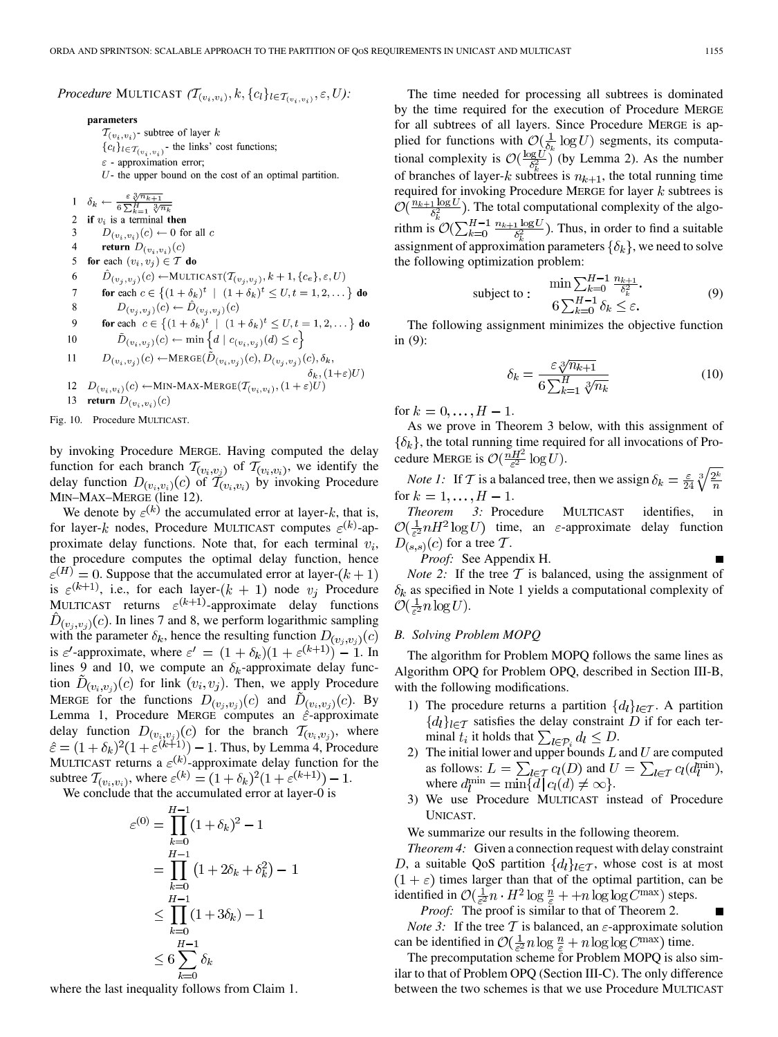*Procedure* MULTICAST $(\mathcal{T}_{(v_i,v_i)}, k, \{c_l\}_{l\in\mathcal{T}_{(v_i,v_i)}}, \varepsilon, U)$:

```
parameters
  T_(vi,vi) - subtree of layer k
  {c_l}_{l∈T_(vi,vi)} - the links' cost functions;
  ε - approximation error;
  U - the upper bound on the cost of an optimal partition.

1  δ_k ← ε ∛(n_{k+1}) / (6 Σ_{k=1}^{H} ∛(n_k))
2  if v_i is a terminal then
3     D_(vi,vi)(c) ← 0 for all c
4     return D_(vi,vi)(c)
5  for each (v_i, v_j) ∈ T do
6     D̂_(vj,vj)(c) ← MULTICAST(T_(vj,vj), k+1, {c_e}, ε, U)
7     for each c ∈ {(1+δ_k)^t | (1+δ_k)^t ≤ U, t = 1,2,...} do
8        D_(vj,vj)(c) ← D̂_(vj,vj)(c)
9     for each c ∈ {(1+δ_k)^t | (1+δ_k)^t ≤ U, t = 1,2,...} do
10       D̃_(vi,vj)(c) ← min{ d | c_(vi,vj)(d) ≤ c }
11    D_(vi,vj)(c) ← MERGE(D̃_(vi,vj)(c), D_(vj,vj)(c), δ_k,
                          δ_k, (1+ε)U)
12 D_(vi,vi)(c) ← MIN-MAX-MERGE(T_(vi,vi), (1+ε)U)
13 return D_(vi,vi)(c)
```

Fig. 10. Procedure MULTICAST.

by invoking Procedure MERGE. Having computed the delay function for each branch $\mathcal{T}_{(v_i,v_j)}$ of $\mathcal{T}_{(v_i,v_i)}$, we identify the delay function $D_{(v_i,v_i)}(c)$ of $\mathcal{T}_{(v_i,v_i)}$ by invoking Procedure MIN–MAX–MERGE (line 12).

We denote by $\varepsilon^{(k)}$ the accumulated error at layer-$k$, that is, for layer-$k$ nodes, Procedure MULTICAST computes $\varepsilon^{(k)}$-approximate delay functions. Note that, for each terminal $v_i$, the procedure computes the optimal delay function, hence $\varepsilon^{(H)} = 0$. Suppose that the accumulated error at layer-$(k+1)$ is $\varepsilon^{(k+1)}$, i.e., for each layer-$(k+1)$ node $v_j$ Procedure MULTICAST returns $\varepsilon^{(k+1)}$-approximate delay functions $\hat{D}_{(v_j,v_j)}(c)$. In lines 7 and 8, we perform logarithmic sampling with the parameter $\delta_k$, hence the resulting function $D_{(v_j,v_j)}(c)$ is $\varepsilon'$-approximate, where $\varepsilon' = (1+\delta_k)(1+\varepsilon^{(k+1)}) - 1$. In lines 9 and 10, we compute an $\delta_k$-approximate delay function $\tilde{D}_{(v_i,v_j)}(c)$ for link $(v_i, v_j)$. Then, we apply Procedure MERGE for the functions $D_{(v_j,v_j)}(c)$ and $\tilde{D}_{(v_i,v_j)}(c)$. By Lemma 1, Procedure MERGE computes an $\hat{\varepsilon}$-approximate delay function $D_{(v_i,v_j)}(c)$ for the branch $\mathcal{T}_{(v_i,v_j)}$, where $\hat{\varepsilon} = (1+\delta_k)^2(1+\varepsilon^{(k+1)}) - 1$. Thus, by Lemma 4, Procedure MULTICAST returns a $\varepsilon^{(k)}$-approximate delay function for the subtree $\mathcal{T}_{(v_i,v_i)}$, where $\varepsilon^{(k)} = (1+\delta_k)^2(1+\varepsilon^{(k+1)}) - 1$.

We conclude that the accumulated error at layer-0 is

$$
\begin{aligned}
\varepsilon^{(0)} &= \prod_{k=0}^{H-1}(1+\delta_k)^2 - 1 \\
&= \prod_{k=0}^{H-1}\left(1 + 2\delta_k + \delta_k^2\right) - 1 \\
&\leq \prod_{k=0}^{H-1}(1+3\delta_k) - 1 \\
&\leq 6\sum_{k=0}^{H-1}\delta_k
\end{aligned}
$$

where the last inequality follows from Claim 1.

The time needed for processing all subtrees is dominated by the time required for the execution of Procedure MERGE for all subtrees of all layers. Since Procedure MERGE is applied for functions with $\mathcal{O}(\frac{1}{\delta_k}\log U)$ segments, its computational complexity is $\mathcal{O}(\frac{\log U}{\delta_k^2})$ (by Lemma 2). As the number of branches of layer-$k$ subtrees is $n_{k+1}$, the total running time required for invoking Procedure MERGE for layer $k$ subtrees is $\mathcal{O}(\frac{n_{k+1}\log U}{\delta_k^2})$. The total computational complexity of the algorithm is $\mathcal{O}(\sum_{k=0}^{H-1}\frac{n_{k+1}\log U}{\delta_k^2})$. Thus, in order to find a suitable assignment of approximation parameters $\{\delta_k\}$, we need to solve the following optimization problem:

$$
\begin{aligned}
&\min \sum_{k=0}^{H-1}\frac{n_{k+1}}{\delta_k^2}. \\
\text{subject to :}\quad & 6\sum_{k=0}^{H-1}\delta_k \leq \varepsilon.
\end{aligned}
\tag{9}
$$

The following assignment minimizes the objective function in (9):

$$
\delta_k = \frac{\varepsilon\sqrt[3]{n_{k+1}}}{6\sum_{k=1}^{H}\sqrt[3]{n_k}} \tag{10}
$$

for $k = 0, \ldots, H-1$.

As we prove in Theorem 3 below, with this assignment of $\{\delta_k\}$, the total running time required for all invocations of Procedure MERGE is $\mathcal{O}(\frac{nH^2}{\varepsilon^2}\log U)$.

*Note 1:* If $\mathcal{T}$ is a balanced tree, then we assign $\delta_k = \frac{\varepsilon}{24}\sqrt[3]{\frac{2^k}{n}}$ for $k = 1, \ldots, H-1$.

*Theorem 3:* Procedure MULTICAST identifies, in $\mathcal{O}(\frac{1}{\varepsilon^2}nH^2\log U)$ time, an $\varepsilon$-approximate delay function $D_{(s,s)}(c)$ for a tree $\mathcal{T}$.

*Proof:* See Appendix H. ∎

*Note 2:* If the tree $\mathcal{T}$ is balanced, using the assignment of $\delta_k$ as specified in Note 1 yields a computational complexity of $\mathcal{O}(\frac{1}{\varepsilon^2}n\log U)$.

### B. Solving Problem MOPQ

The algorithm for Problem MOPQ follows the same lines as Algorithm OPQ for Problem OPQ, described in Section III-B, with the following modifications.

1) The procedure returns a partition $\{d_l\}_{l\in\mathcal{T}}$. A partition $\{d_l\}_{l\in\mathcal{T}}$ satisfies the delay constraint $D$ if for each terminal $t_i$ it holds that $\sum_{l\in\mathcal{P}_i} d_l \leq D$.
2) The initial lower and upper bounds $L$ and $U$ are computed as follows: $L = \sum_{l\in\mathcal{T}} c_l(D)$ and $U = \sum_{l\in\mathcal{T}} c_l(d_l^{\min})$, where $d_l^{\min} = \min\{d \mid c_l(d) \neq \infty\}$.
3) We use Procedure MULTICAST instead of Procedure UNICAST.

We summarize our results in the following theorem.

*Theorem 4:* Given a connection request with delay constraint $D$, a suitable QoS partition $\{d_l\}_{l\in\mathcal{T}}$, whose cost is at most $(1+\varepsilon)$ times larger than that of the optimal partition, can be identified in $\mathcal{O}(\frac{1}{\varepsilon^2}n \cdot H^2\log\frac{n}{\varepsilon} + +n\log\log C^{\max})$ steps.

*Proof:* The proof is similar to that of Theorem 2. ∎

*Note 3:* If the tree $\mathcal{T}$ is balanced, an $\varepsilon$-approximate solution can be identified in $\mathcal{O}(\frac{1}{\varepsilon^2}n\log\frac{n}{\varepsilon} + n\log\log C^{\max})$ time.

The precomputation scheme for Problem MOPQ is also similar to that of Problem OPQ (Section III-C). The only difference between the two schemes is that we use Procedure MULTICAST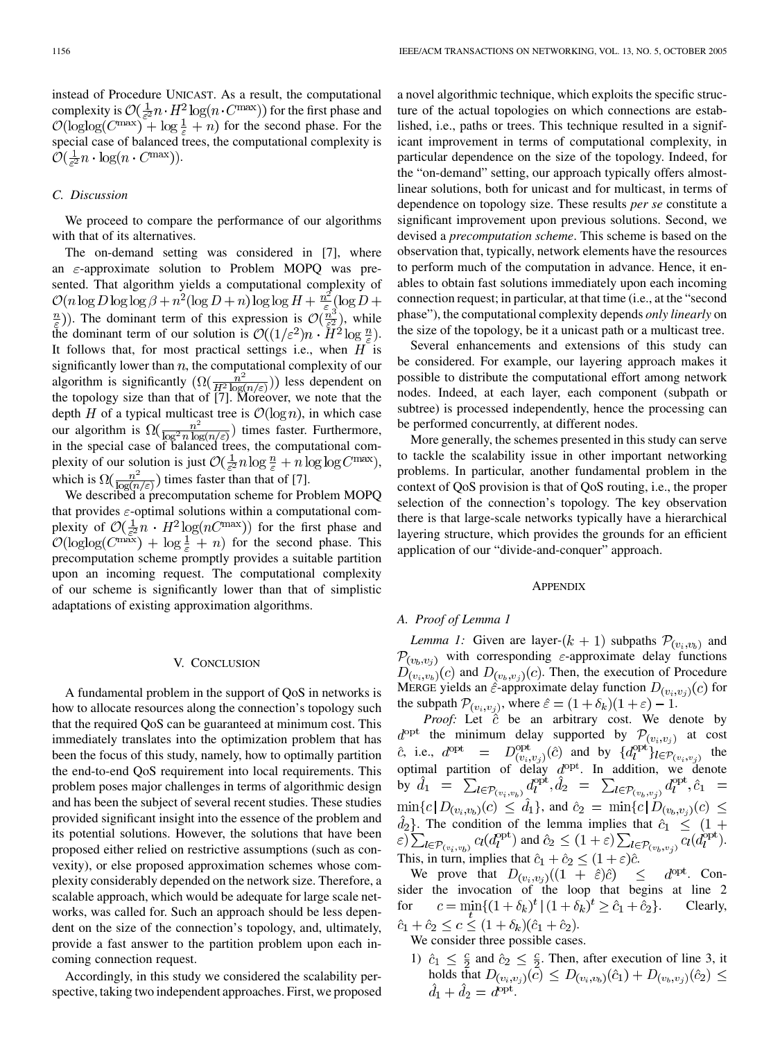instead of Procedure UNICAST. As a result, the computational complexity is $\mathcal{O}(\frac{1}{\varepsilon^2}n \cdot H^2 \log(n \cdot C^{\max}))$ for the first phase and $\mathcal{O}(\log\log(C^{\max}) + \log\frac{1}{\varepsilon} + n)$ for the second phase. For the special case of balanced trees, the computational complexity is $\mathcal{O}(\frac{1}{\varepsilon^2}n \cdot \log(n \cdot C^{\max}))$.

### C. Discussion

We proceed to compare the performance of our algorithms with that of its alternatives.

The on-demand setting was considered in [7], where an $\varepsilon$-approximate solution to Problem MOPQ was presented. That algorithm yields a computational complexity of $\mathcal{O}(n \log D \log\log \beta + n^2(\log D + n) \log\log H + \frac{n^2}{\varepsilon}(\log D + \frac{n}{\varepsilon}))$. The dominant term of this expression is $\mathcal{O}(\frac{n^3}{\varepsilon^2})$, while the dominant term of our solution is $\mathcal{O}((1/\varepsilon^2)n \cdot H^2 \log\frac{n}{\varepsilon})$. It follows that, for most practical settings i.e., when $H$ is significantly lower than $n$, the computational complexity of our algorithm is significantly $(\Omega(\frac{n^2}{H^2 \log(n/\varepsilon)}))$ less dependent on the topology size than that of [7]. Moreover, we note that the depth $H$ of a typical multicast tree is $\mathcal{O}(\log n)$, in which case our algorithm is $\Omega(\frac{n^2}{\log^2 n \log(n/\varepsilon)})$ times faster. Furthermore, in the special case of balanced trees, the computational complexity of our solution is just $\mathcal{O}(\frac{1}{\varepsilon^2}n \log\frac{n}{\varepsilon} + n \log\log C^{\max})$, which is $\Omega(\frac{n^2}{\log(n/\varepsilon)})$ times faster than that of [7].

We described a precomputation scheme for Problem MOPQ that provides $\varepsilon$-optimal solutions within a computational complexity of $\mathcal{O}(\frac{1}{\varepsilon^2}n \cdot H^2 \log(nC^{\max}))$ for the first phase and $\mathcal{O}(\log\log(C^{\max}) + \log\frac{1}{\varepsilon} + n)$ for the second phase. This precomputation scheme promptly provides a suitable partition upon an incoming request. The computational complexity of our scheme is significantly lower than that of simplistic adaptations of existing approximation algorithms.

## V. CONCLUSION

A fundamental problem in the support of QoS in networks is how to allocate resources along the connection's topology such that the required QoS can be guaranteed at minimum cost. This immediately translates into the optimization problem that has been the focus of this study, namely, how to optimally partition the end-to-end QoS requirement into local requirements. This problem poses major challenges in terms of algorithmic design and has been the subject of several recent studies. These studies provided significant insight into the essence of the problem and its potential solutions. However, the solutions that have been proposed either relied on restrictive assumptions (such as convexity), or else proposed approximation schemes whose complexity considerably depended on the network size. Therefore, a scalable approach, which would be adequate for large scale networks, was called for. Such an approach should be less dependent on the size of the connection's topology, and, ultimately, provide a fast answer to the partition problem upon each incoming connection request.

Accordingly, in this study we considered the scalability perspective, taking two independent approaches. First, we proposed a novel algorithmic technique, which exploits the specific structure of the actual topologies on which connections are established, i.e., paths or trees. This technique resulted in a significant improvement in terms of computational complexity, in particular dependence on the size of the topology. Indeed, for the "on-demand" setting, our approach typically offers almost-linear solutions, both for unicast and for multicast, in terms of dependence on topology size. These results *per se* constitute a significant improvement upon previous solutions. Second, we devised a *precomputation scheme*. This scheme is based on the observation that, typically, network elements have the resources to perform much of the computation in advance. Hence, it enables to obtain fast solutions immediately upon each incoming connection request; in particular, at that time (i.e., at the "second phase"), the computational complexity depends *only linearly* on the size of the topology, be it a unicast path or a multicast tree.

Several enhancements and extensions of this study can be considered. For example, our layering approach makes it possible to distribute the computational effort among network nodes. Indeed, at each layer, each component (subpath or subtree) is processed independently, hence the processing can be performed concurrently, at different nodes.

More generally, the schemes presented in this study can serve to tackle the scalability issue in other important networking problems. In particular, another fundamental problem in the context of QoS provision is that of QoS routing, i.e., the proper selection of the connection's topology. The key observation there is that large-scale networks typically have a hierarchical layering structure, which provides the grounds for an efficient application of our "divide-and-conquer" approach.

## APPENDIX

### A. Proof of Lemma 1

*Lemma 1:* Given are layer-$(k+1)$ subpaths $\mathcal{P}_{(v_i,v_b)}$ and $\mathcal{P}_{(v_b,v_j)}$ with corresponding $\varepsilon$-approximate delay functions $D_{(v_i,v_b)}(c)$ and $D_{(v_b,v_j)}(c)$. Then, the execution of Procedure MERGE yields an $\hat{\varepsilon}$-approximate delay function $D_{(v_i,v_j)}(c)$ for the subpath $\mathcal{P}_{(v_i,v_j)}$, where $\hat{\varepsilon} = (1+\delta_k)(1+\varepsilon) - 1$.

*Proof:* Let $\hat{c}$ be an arbitrary cost. We denote by $d^{\text{opt}}$ the minimum delay supported by $\mathcal{P}_{(v_i,v_j)}$ at cost $\hat{c}$, i.e., $d^{\text{opt}} = D^{\text{opt}}_{(v_i,v_j)}(\hat{c})$ and by $\{d_l^{\text{opt}}\}_{l \in \mathcal{P}_{(v_i,v_j)}}$ the optimal partition of delay $d^{\text{opt}}$. In addition, we denote by $\hat{d}_1 = \sum_{l \in \mathcal{P}_{(v_i,v_b)}} d_l^{\text{opt}}, \hat{d}_2 = \sum_{l \in \mathcal{P}_{(v_b,v_j)}} d_l^{\text{opt}}, \hat{c}_1 = \min\{c \,|\, D_{(v_i,v_b)}(c) \le \hat{d}_1\}$, and $\hat{c}_2 = \min\{c \,|\, D_{(v_b,v_j)}(c) \le \hat{d}_2\}$. The condition of the lemma implies that $\hat{c}_1 \le (1+\varepsilon)\sum_{l \in \mathcal{P}_{(v_i,v_b)}} c_l(d_l^{\text{opt}})$ and $\hat{c}_2 \le (1+\varepsilon)\sum_{l \in \mathcal{P}_{(v_b,v_j)}} c_l(d_l^{\text{opt}})$. This, in turn, implies that $\hat{c}_1 + \hat{c}_2 \le (1+\varepsilon)\hat{c}$.

We prove that $D_{(v_i,v_j)}((1+\hat{\varepsilon})\hat{c}) \le d^{\text{opt}}$. Consider the invocation of the loop that begins at line 2 for $c = \min_t\{(1+\delta_k)^t \,|\, (1+\delta_k)^t \ge \hat{c}_1 + \hat{c}_2\}$. Clearly, $\hat{c}_1 + \hat{c}_2 \le c \le (1+\delta_k)(\hat{c}_1 + \hat{c}_2)$.

We consider three possible cases.

1) $\hat{c}_1 \le \frac{c}{2}$ and $\hat{c}_2 \le \frac{c}{2}$. Then, after execution of line 3, it holds that $D_{(v_i,v_j)}(c) \le D_{(v_i,v_b)}(\hat{c}_1) + D_{(v_b,v_j)}(\hat{c}_2) \le \hat{d}_1 + \hat{d}_2 = d^{\text{opt}}$.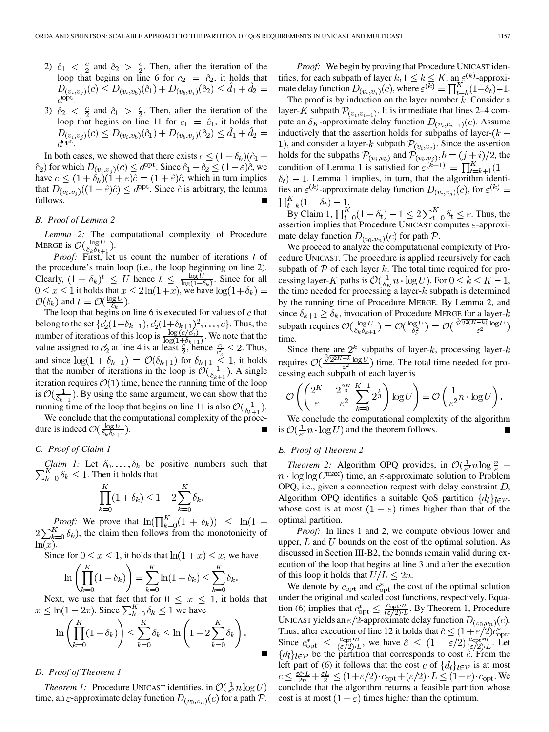2) $\hat{c}_1 < \frac{c}{2}$ and $\hat{c}_2 > \frac{c}{2}$. Then, after the iteration of the loop that begins on line 6 for $c_2 = \hat{c}_2$, it holds that $D_{(v_i,v_j)}(c) \leq D_{(v_i,v_b)}(\hat{c}_1) + D_{(v_b,v_j)}(\hat{c}_2) \leq \hat{d}_1 + \hat{d}_2 = d^{\text{opt}}$.

3) $\hat{c}_2 < \frac{c}{2}$ and $\hat{c}_1 > \frac{c}{2}$. Then, after the iteration of the loop that begins on line 11 for $c_1 = \hat{c}_1$, it holds that $D_{(v_i,v_j)}(c) \leq D_{(v_i,v_b)}(\hat{c}_1) + D_{(v_b,v_j)}(\hat{c}_2) \leq \hat{d}_1 + \hat{d}_2 = d^{\text{opt}}$.

In both cases, we showed that there exists $c \leq (1+\delta_k)(\hat{c}_1 + \hat{c}_2)$ for which $D_{(v_i,v_j)}(c) \leq d^{\text{opt}}$. Since $\hat{c}_1 + \hat{c}_2 \leq (1+\varepsilon)\hat{c}$, we have $c \leq (1+\delta_k)(1+\varepsilon)\hat{c} = (1+\hat{\varepsilon})\hat{c}$, which in turn implies that $D_{(v_i,v_j)}((1+\hat{\varepsilon})\hat{c}) \leq d^{\text{opt}}$. Since $\hat{c}$ is arbitrary, the lemma follows. ∎

### B. Proof of Lemma 2

*Lemma 2:* The computational complexity of Procedure MERGE is $\mathcal{O}(\frac{\log U}{\delta_k \delta_{k+1}})$.

*Proof:* First, let us count the number of iterations $t$ of the procedure's main loop (i.e., the loop beginning on line 2). Clearly, $(1+\delta_k)^t \leq U$ hence $t \leq \frac{\log U}{\log(1+\delta_k)}$. Since for all $0 \leq x \leq 1$ it holds that $x \leq 2\ln(1+x)$, we have $\log(1+\delta_k) = \mathcal{O}(\delta_k)$ and $t = \mathcal{O}(\frac{\log U}{\delta_k})$.

The loop that begins on line 6 is executed for values of $c$ that belong to the set $\{c_2'(1+\delta_{k+1}), c_2'(1+\delta_{k+1})^2, \ldots, c\}$. Thus, the number of iterations of this loop is $\frac{\log(c/c_2')}{\log(1+\delta_{k+1})}$. We note that the value assigned to $c_2'$ at line 4 is at least $\frac{c}{2}$, hence $\frac{c}{c_2'} \leq 2$. Thus, and since $\log(1+\delta_{k+1}) = \mathcal{O}(\delta_{k+1})$ for $\delta_{k+1} \leq 1$, it holds that the number of iterations in the loop is $\mathcal{O}(\frac{1}{\delta_{k+1}})$. A single iteration requires $\mathcal{O}(1)$ time, hence the running time of the loop is $\mathcal{O}(\frac{1}{\delta_{k+1}})$. By using the same argument, we can show that the running time of the loop that begins on line 11 is also $\mathcal{O}(\frac{1}{\delta_{k+1}})$.

We conclude that the computational complexity of the procedure is indeed $\mathcal{O}(\frac{\log U}{\delta_k \delta_{k+1}})$. ∎

### C. Proof of Claim 1

*Claim 1:* Let $\delta_0, \ldots, \delta_k$ be positive numbers such that $\sum_{k=0}^{K} \delta_k \leq 1$. Then it holds that

$$\prod_{k=0}^{K}(1+\delta_k) \leq 1 + 2\sum_{k=0}^{K}\delta_k.$$

*Proof:* We prove that $\ln(\prod_{k=0}^{K}(1+\delta_k)) \leq \ln(1 + 2\sum_{k=0}^{K}\delta_k)$, the claim then follows from the monotonicity of $\ln(x)$.

Since for $0 \leq x \leq 1$, it holds that $\ln(1+x) \leq x$, we have

$$\ln\left(\prod_{k=0}^{K}(1+\delta_k)\right) = \sum_{k=0}^{K}\ln(1+\delta_k) \leq \sum_{k=0}^{K}\delta_k.$$

Next, we use that fact that for $0 \leq x \leq 1$, it holds that $x \leq \ln(1+2x)$. Since $\sum_{k=0}^{K}\delta_k \leq 1$ we have

$$\ln\left(\prod_{k=0}^{K}(1+\delta_k)\right) \leq \sum_{k=0}^{K}\delta_k \leq \ln\left(1 + 2\sum_{k=0}^{K}\delta_k\right).$$

∎

### D. Proof of Theorem 1

*Theorem 1:* Procedure UNICAST identifies, in $\mathcal{O}(\frac{1}{\varepsilon^2} n \log U)$ time, an $\varepsilon$-approximate delay function $D_{(v_0,v_n)}(c)$ for a path $\mathcal{P}$.

*Proof:* We begin by proving that Procedure UNICAST identifies, for each subpath of layer $k, 1 \leq k \leq K$, an $\varepsilon^{(k)}$-approximate delay function $D_{(v_i,v_j)}(c)$, where $\varepsilon^{(k)} = \prod_{t=k}^{K}(1+\delta_t) - 1$.

The proof is by induction on the layer number $k$. Consider a layer-$K$ subpath $\mathcal{P}_{(v_i,v_{i+1})}$. It is immediate that lines 2–4 compute an $\delta_K$-approximate delay function $D_{(v_i,v_{i+1})}(c)$. Assume inductively that the assertion holds for subpaths of layer-$(k+1)$, and consider a layer-$k$ subpath $\mathcal{P}_{(v_i,v_j)}$. Since the assertion holds for the subpaths $\mathcal{P}_{(v_i,v_b)}$ and $\mathcal{P}_{(v_b,v_j)}, b = (j+i)/2$, the condition of Lemma 1 is satisfied for $\varepsilon^{(k+1)} = \prod_{t=k+1}^{K}(1+\delta_t) - 1$. Lemma 1 implies, in turn, that the algorithm identifies an $\varepsilon^{(k)}$-approximate delay function $D_{(v_i,v_j)}(c)$, for $\varepsilon^{(k)} = \prod_{t=k}^{K}(1+\delta_t) - 1$.

By Claim 1, $\prod_{t=0}^{K}(1+\delta_t) - 1 \leq 2\sum_{t=0}^{K}\delta_t \leq \varepsilon$. Thus, the assertion implies that Procedure UNICAST computes $\varepsilon$-approximate delay function $D_{(v_0,v_n)}(c)$ for path $\mathcal{P}$.

We proceed to analyze the computational complexity of Procedure UNICAST. The procedure is applied recursively for each subpath of $\mathcal{P}$ of each layer $k$. The total time required for processing layer-$K$ paths is $\mathcal{O}(\frac{1}{\delta_K} n \cdot \log U)$. For $0 \leq k \leq K-1$, the time needed for processing a layer-$k$ subpath is determined by the running time of Procedure MERGE. By Lemma 2, and since $\delta_{k+1} \geq \delta_k$, invocation of Procedure MERGE for a layer-$k$ subpath requires $\mathcal{O}(\frac{\log U}{\delta_k \delta_{k+1}}) = \mathcal{O}(\frac{\log U}{\delta_k^2}) = \mathcal{O}(\frac{\sqrt[3]{2^{2(K-k)}}\log U}{\varepsilon^2})$ time.

Since there are $2^k$ subpaths of layer-$k$, processing layer-$k$ requires $\mathcal{O}(\frac{\sqrt[3]{2^{2K+k}}\log U}{\varepsilon^2})$ time. The total time needed for processing each subpath of each layer is

$$\mathcal{O}\left(\left(\frac{2^K}{\varepsilon} + \frac{2^{\frac{2K}{3}}}{\varepsilon^2}\sum_{k=0}^{K-1}2^{\frac{k}{3}}\right)\log U\right) = \mathcal{O}\left(\frac{1}{\varepsilon^2} n \cdot \log U\right).$$

We conclude the computational complexity of the algorithm is $\mathcal{O}(\frac{1}{\varepsilon^2} n \cdot \log U)$ and the theorem follows. ∎

### E. Proof of Theorem 2

*Theorem 2:* Algorithm OPQ provides, in $\mathcal{O}(\frac{1}{\varepsilon^2} n \log \frac{n}{\varepsilon} + n \cdot \log\log C^{\max})$ time, an $\varepsilon$-approximate solution to Problem OPQ, i.e., given a connection request with delay constraint $D$, Algorithm OPQ identifies a suitable QoS partition $\{d_l\}_{l \in \mathcal{P}}$, whose cost is at most $(1+\varepsilon)$ times higher than that of the optimal partition.

*Proof:* In lines 1 and 2, we compute obvious lower and upper, $L$ and $U$ bounds on the cost of the optimal solution. As discussed in Section III-B2, the bounds remain valid during execution of the loop that begins at line 3 and after the execution of this loop it holds that $U/L \leq 2n$.

We denote by $c_{\text{opt}}$ and $c^*_{\text{opt}}$ the cost of the optimal solution under the original and scaled cost functions, respectively. Equation (6) implies that $c^*_{\text{opt}} \leq \frac{c_{\text{opt}} \cdot n}{(\varepsilon/2) \cdot L}$. By Theorem 1, Procedure UNICAST yields an $\varepsilon/2$-approximate delay function $D_{(v_0,v_n)}(c)$. Thus, after execution of line 12 it holds that $\hat{c} \leq (1+\varepsilon/2)c^*_{\text{opt}}$. Since $c^*_{\text{opt}} \leq \frac{c_{\text{opt}} \cdot n}{(\varepsilon/2) \cdot L}$, we have $\hat{c} \leq (1+\varepsilon/2)\frac{c_{\text{opt}} \cdot n}{(\varepsilon/2) \cdot L}$. Let $\{d_l\}_{l \in \mathcal{P}}$ be the partition that corresponds to cost $\hat{c}$. From the left part of (6) it follows that the cost $c$ of $\{d_l\}_{l \in \mathcal{P}}$ is at most $c \leq \frac{\varepsilon \hat{c} \cdot L}{2n} + \frac{\varepsilon L}{2} \leq (1+\varepsilon/2) \cdot c_{\text{opt}} + (\varepsilon/2) \cdot L \leq (1+\varepsilon) \cdot c_{\text{opt}}$. We conclude that the algorithm returns a feasible partition whose cost is at most $(1+\varepsilon)$ times higher than the optimum.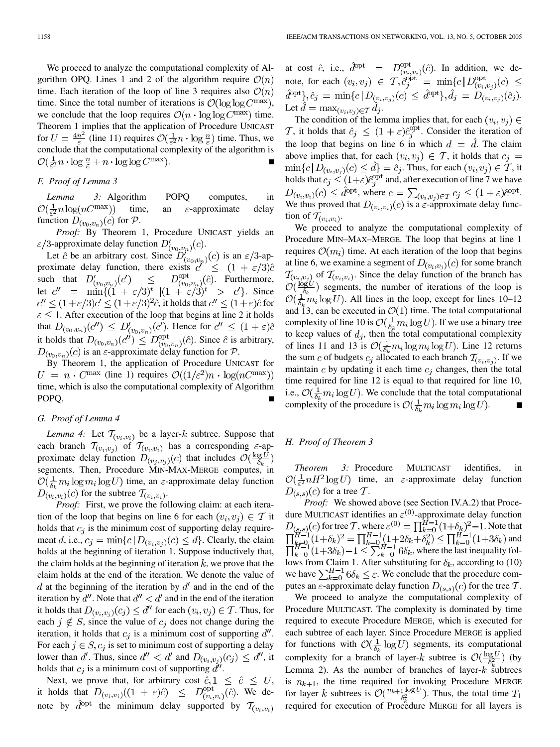We proceed to analyze the computational complexity of Algorithm OPQ. Lines 1 and 2 of the algorithm require $\mathcal{O}(n)$ time. Each iteration of the loop of line 3 requires also $\mathcal{O}(n)$ time. Since the total number of iterations is $\mathcal{O}(\log\log C^{\max})$, we conclude that the loop requires $\mathcal{O}(n \cdot \log\log C^{\max})$ time. Theorem 1 implies that the application of Procedure UNICAST for $U = \frac{4n^2}{\varepsilon}$ (line 11) requires $\mathcal{O}(\frac{1}{\varepsilon^2} n \cdot \log \frac{n}{\varepsilon})$ time. Thus, we conclude that the computational complexity of the algorithm is $\mathcal{O}(\frac{1}{\varepsilon^2} n \cdot \log \frac{n}{\varepsilon} + n \cdot \log\log C^{\max})$. ■

### F. Proof of Lemma 3

*Lemma 3:* Algorithm POPQ computes, in $\mathcal{O}(\frac{1}{\varepsilon^2} n \log(nC^{\max}))$ time, an $\varepsilon$-approximate delay function $D_{(v_0,v_n)}(c)$ for $\mathcal{P}$.

*Proof:* By Theorem 1, Procedure UNICAST yields an $\varepsilon/3$-approximate delay function $D'_{(v_0,v_n)}(c)$.

Let $\hat{c}$ be an arbitrary cost. Since $D'_{(v_0,v_n)}(c)$ is an $\varepsilon/3$-approximate delay function, there exists $c' \leq (1+\varepsilon/3)\hat{c}$ such that $D'_{(v_0,v_n)}(c') \leq D^{\text{opt}}_{(v_0,v_n)}(\hat{c})$. Furthermore, let $c'' = \min\{(1+\varepsilon/3)^t \,|(1+\varepsilon/3)^t > c'\}$. Since $c'' \leq (1+\varepsilon/3)c' \leq (1+\varepsilon/3)^2\hat{c}$, it holds that $c'' \leq (1+\varepsilon)\hat{c}$ for $\varepsilon \leq 1$. After execution of the loop that begins at line 2 it holds that $D_{(v_0,v_n)}(c'') \leq D'_{(v_0,v_n)}(c')$. Hence for $c'' \leq (1+\varepsilon)\hat{c}$ it holds that $D_{(v_0,v_n)}(c'') \leq D^{\text{opt}}_{(v_0,v_n)}(\hat{c})$. Since $\hat{c}$ is arbitrary, $D_{(v_0,v_n)}(c)$ is an $\varepsilon$-approximate delay function for $\mathcal{P}$.

By Theorem 1, the application of Procedure UNICAST for $U = n \cdot C^{\max}$ (line 1) requires $\mathcal{O}((1/\varepsilon^2)n \cdot \log(nC^{\max}))$ time, which is also the computational complexity of Algorithm POPQ. ■

### G. Proof of Lemma 4

*Lemma 4:* Let $\mathcal{T}_{(v_i,v_i)}$ be a layer-$k$ subtree. Suppose that each branch $\mathcal{T}_{(v_i,v_j)}$ of $\mathcal{T}_{(v_i,v_i)}$ has a corresponding $\varepsilon$-approximate delay function $D_{(v_j,v_j)}(c)$ that includes $\mathcal{O}(\frac{\log U}{\delta_k})$ segments. Then, Procedure MIN–MAX–MERGE computes, in $\mathcal{O}(\frac{1}{\delta_k} m_i \log m_i \log U)$ time, an $\varepsilon$-approximate delay function $D_{(v_i,v_i)}(c)$ for the subtree $\mathcal{T}_{(v_i,v_i)}$.

*Proof:* First, we prove the following claim: at each iteration of the loop that begins on line 6 for each $(v_i,v_j) \in \mathcal{T}$ it holds that $c_j$ is the minimum cost of supporting delay requirement $d$, i.e., $c_j = \min\{c\,|\,D_{(v_i,v_j)}(c) \leq d\}$. Clearly, the claim holds at the beginning of iteration 1. Suppose inductively that, the claim holds at the beginning of iteration $k$, we prove that the claim holds at the end of the iteration. We denote the value of $d$ at the beginning of the iteration by $d'$ and in the end of the iteration by $d''$. Note that $d'' < d'$ and in the end of the iteration it holds that $D_{(v_i,v_j)}(c_j) \leq d''$ for each $(v_i,v_j) \in \mathcal{T}$. Thus, for each $j \notin S$, since the value of $c_j$ does not change during the iteration, it holds that $c_j$ is a minimum cost of supporting $d''$. For each $j \in S$, $c_j$ is set to minimum cost of supporting a delay lower than $d'$. Thus, since $d'' < d'$ and $D_{(v_i,v_j)}(c_j) \leq d''$, it holds that $c_j$ is a minimum cost of supporting $d''$.

Next, we prove that, for arbitrary cost $\hat{c}, 1 \leq \hat{c} \leq U$, it holds that $D_{(v_i,v_i)}((1+\varepsilon)\hat{c}) \leq D^{\text{opt}}_{(v_i,v_i)}(\hat{c})$. We denote by $\hat{d}^{\text{opt}}$ the minimum delay supported by $\mathcal{T}_{(v_i,v_i)}$ at cost $\hat{c}$, i.e., $\hat{d}^{\text{opt}} = D^{\text{opt}}_{(v_i,v_i)}(\hat{c})$. In addition, we denote, for each $(v_i,v_j) \in \mathcal{T}, \hat{c}^{\text{opt}}_j = \min\{c\,|\,D^{\text{opt}}_{(v_i,v_j)}(c) \leq \hat{d}^{\text{opt}}\}, \hat{c}_j = \min\{c\,|\,D_{(v_i,v_j)}(c) \leq \hat{d}^{\text{opt}}\}, \hat{d}_j = D_{(v_i,v_j)}(\hat{c}_j)$. Let $\hat{d} = \max_{(v_i,v_j)\in\mathcal{T}} \hat{d}_j$.

The condition of the lemma implies that, for each $(v_i,v_j) \in \mathcal{T}$, it holds that $\hat{c}_j \leq (1+\varepsilon)\hat{c}^{\text{opt}}_j$. Consider the iteration of the loop that begins on line 6 in which $d = \hat{d}$. The claim above implies that, for each $(v_i,v_j) \in \mathcal{T}$, it holds that $c_j = \min\{c\,|\,D_{(v_i,v_j)}(c) \leq \hat{d}\} = \hat{c}_j$. Thus, for each $(v_i,v_j) \in \mathcal{T}$, it holds that $c_j \leq (1+\varepsilon)\hat{c}^{\text{opt}}_j$ and, after execution of line 7 we have $D_{(v_i,v_i)}(c) \leq \hat{d}^{\text{opt}}$, where $c = \sum_{(v_i,v_j)\in\mathcal{T}} c_j \leq (1+\varepsilon)\hat{c}^{\text{opt}}$. We thus proved that $D_{(v_i,v_i)}(c)$ is a $\varepsilon$-approximate delay function of $\mathcal{T}_{(v_i,v_i)}$.

We proceed to analyze the computational complexity of Procedure MIN–MAX–MERGE. The loop that begins at line 1 requires $\mathcal{O}(m_i)$ time. At each iteration of the loop that begins at line 6, we examine a segment of $D_{(v_i,v_j)}(c)$ for some branch $\mathcal{T}_{(v_i,v_j)}$ of $\mathcal{T}_{(v_i,v_i)}$. Since the delay function of the branch has $\mathcal{O}(\frac{\log U}{\delta_k})$ segments, the number of iterations of the loop is $\mathcal{O}(\frac{1}{\delta_k} m_i \log U)$. All lines in the loop, except for lines 10–12 and 13, can be executed in $\mathcal{O}(1)$ time. The total computational complexity of line 10 is $\mathcal{O}(\frac{1}{\delta_k} m_i \log U)$. If we use a binary tree to keep values of $d_j$, then the total computational complexity of lines 11 and 13 is $\mathcal{O}(\frac{1}{\delta_k} m_i \log m_i \log U)$. Line 12 returns the sum $c$ of budgets $c_j$ allocated to each branch $\mathcal{T}_{(v_i,v_j)}$. If we maintain $c$ by updating it each time $c_j$ changes, then the total time required for line 12 is equal to that required for line 10, i.e., $\mathcal{O}(\frac{1}{\delta_k} m_i \log U)$. We conclude that the total computational complexity of the procedure is $\mathcal{O}(\frac{1}{\delta_k} m_i \log m_i \log U)$. ■

### H. Proof of Theorem 3

*Theorem 3:* Procedure MULTICAST identifies, in $\mathcal{O}(\frac{1}{\varepsilon^2} nH^2 \log U)$ time, an $\varepsilon$-approximate delay function $D_{(s,s)}(c)$ for a tree $\mathcal{T}$.

*Proof:* We showed above (see Section IV.A.2) that Procedure MULTICAST identifies an $\varepsilon^{(0)}$-approximate delay function $D_{(s,s)}(c)$ for tree $\mathcal{T}$, where $\varepsilon^{(0)} = \prod_{k=0}^{H-1}(1+\delta_k)^2 - 1$. Note that $\prod_{k=0}^{H-1}(1+\delta_k)^2 = \prod_{k=0}^{H-1}(1+2\delta_k+\delta_k^2) \leq \prod_{k=0}^{H-1}(1+3\delta_k)$ and $\prod_{k=0}^{H-1}(1+3\delta_k) - 1 \leq \sum_{k=0}^{H-1} 6\delta_k$, where the last inequality follows from Claim 1. After substituting for $\delta_k$, according to (10) we have $\sum_{k=0}^{H-1} 6\delta_k \leq \varepsilon$. We conclude that the procedure computes an $\varepsilon$-approximate delay function $D_{(s,s)}(c)$ for the tree $\mathcal{T}$.

We proceed to analyze the computational complexity of Procedure MULTICAST. The complexity is dominated by time required to execute Procedure MERGE, which is executed for each subtree of each layer. Since Procedure MERGE is applied for functions with $\mathcal{O}(\frac{1}{\delta_k} \log U)$ segments, its computational complexity for a branch of layer-$k$ subtree is $\mathcal{O}(\frac{\log U}{\delta_k^2})$ (by Lemma 2). As the number of branches of layer-$k$ subtrees is $n_{k+1}$, the time required for invoking Procedure MERGE for layer $k$ subtrees is $\mathcal{O}(\frac{n_{k+1} \log U}{\delta_k^2})$. Thus, the total time $T_1$ required for execution of Procedure MERGE for all layers is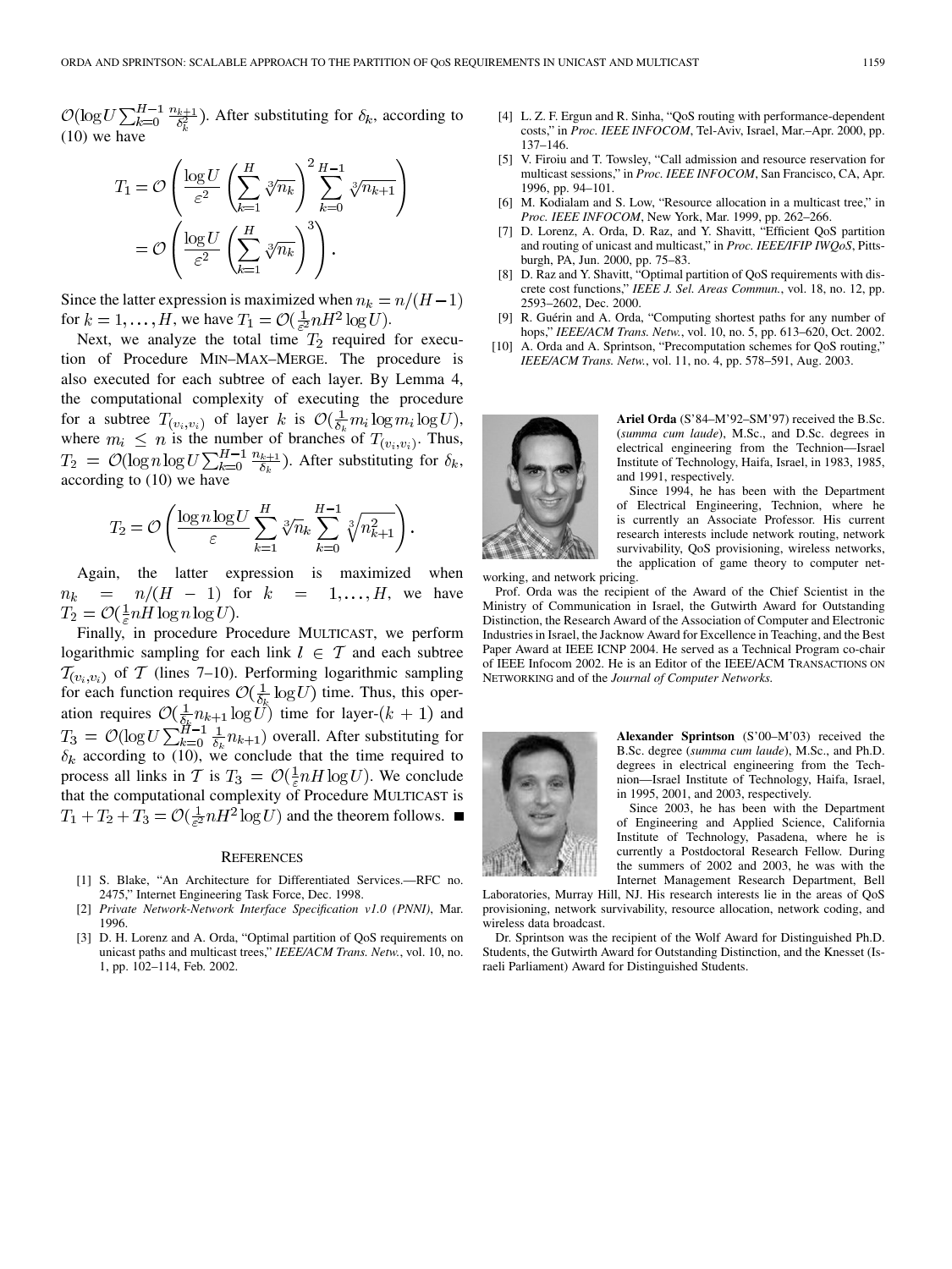$\mathcal{O}(\log U \sum_{k=0}^{H-1} \frac{n_{k+1}}{\delta_k^2})$. After substituting for $\delta_k$, according to (10) we have

$$T_1 = \mathcal{O}\left(\frac{\log U}{\varepsilon^2}\left(\sum_{k=1}^{H}\sqrt[3]{n_k}\right)^2 \sum_{k=0}^{H-1}\sqrt[3]{n_{k+1}}\right) = \mathcal{O}\left(\frac{\log U}{\varepsilon^2}\left(\sum_{k=1}^{H}\sqrt[3]{n_k}\right)^3\right).$$

Since the latter expression is maximized when $n_k = n/(H-1)$ for $k = 1, \ldots, H$, we have $T_1 = \mathcal{O}(\frac{1}{\varepsilon^2} n H^2 \log U)$.

Next, we analyze the total time $T_2$ required for execution of Procedure MIN–MAX–MERGE. The procedure is also executed for each subtree of each layer. By Lemma 4, the computational complexity of executing the procedure for a subtree $T_{(v_i,v_i)}$ of layer $k$ is $\mathcal{O}(\frac{1}{\delta_k} m_i \log m_i \log U)$, where $m_i \leq n$ is the number of branches of $T_{(v_i,v_i)}$. Thus, $T_2 = \mathcal{O}(\log n \log U \sum_{k=0}^{H-1} \frac{n_{k+1}}{\delta_k})$. After substituting for $\delta_k$, according to (10) we have

$$T_2 = \mathcal{O}\left(\frac{\log n \log U}{\varepsilon}\sum_{k=1}^{H}\sqrt[3]{n_k}\sum_{k=0}^{H-1}\sqrt[3]{n_{k+1}^2}\right).$$

Again, the latter expression is maximized when $n_k = n/(H-1)$ for $k = 1, \ldots, H$, we have $T_2 = \mathcal{O}(\frac{1}{\varepsilon} n H \log n \log U)$.

Finally, in procedure Procedure MULTICAST, we perform logarithmic sampling for each link $l \in \mathcal{T}$ and each subtree $\mathcal{T}_{(v_i,v_i)}$ of $\mathcal{T}$ (lines 7–10). Performing logarithmic sampling for each function requires $\mathcal{O}(\frac{1}{\delta_k} \log U)$ time. Thus, this operation requires $\mathcal{O}(\frac{1}{\delta_k} n_{k+1} \log U)$ time for layer-$(k+1)$ and $T_3 = \mathcal{O}(\log U \sum_{k=0}^{H-1} \frac{1}{\delta_k} n_{k+1})$ overall. After substituting for $\delta_k$ according to (10), we conclude that the time required to process all links in $\mathcal{T}$ is $T_3 = \mathcal{O}(\frac{1}{\varepsilon} n H \log U)$. We conclude that the computational complexity of Procedure MULTICAST is $T_1 + T_2 + T_3 = \mathcal{O}(\frac{1}{\varepsilon^2} n H^2 \log U)$ and the theorem follows. ∎

## REFERENCES

[1] S. Blake, "An Architecture for Differentiated Services.—RFC no. 2475," Internet Engineering Task Force, Dec. 1998.

[2] *Private Network-Network Interface Specification v1.0 (PNNI)*, Mar. 1996.

[3] D. H. Lorenz and A. Orda, "Optimal partition of QoS requirements on unicast paths and multicast trees," *IEEE/ACM Trans. Netw.*, vol. 10, no. 1, pp. 102–114, Feb. 2002.

[4] L. Z. F. Ergun and R. Sinha, "QoS routing with performance-dependent costs," in *Proc. IEEE INFOCOM*, Tel-Aviv, Israel, Mar.–Apr. 2000, pp. 137–146.

[5] V. Firoiu and T. Towsley, "Call admission and resource reservation for multicast sessions," in *Proc. IEEE INFOCOM*, San Francisco, CA, Apr. 1996, pp. 94–101.

[6] M. Kodialam and S. Low, "Resource allocation in a multicast tree," in *Proc. IEEE INFOCOM*, New York, Mar. 1999, pp. 262–266.

[7] D. Lorenz, A. Orda, D. Raz, and Y. Shavitt, "Efficient QoS partition and routing of unicast and multicast," in *Proc. IEEE/IFIP IWQoS*, Pittsburgh, PA, Jun. 2000, pp. 75–83.

[8] D. Raz and Y. Shavitt, "Optimal partition of QoS requirements with discrete cost functions," *IEEE J. Sel. Areas Commun.*, vol. 18, no. 12, pp. 2593–2602, Dec. 2000.

[9] R. Guérin and A. Orda, "Computing shortest paths for any number of hops," *IEEE/ACM Trans. Netw.*, vol. 10, no. 5, pp. 613–620, Oct. 2002.

[10] A. Orda and A. Sprintson, "Precomputation schemes for QoS routing," *IEEE/ACM Trans. Netw.*, vol. 11, no. 4, pp. 578–591, Aug. 2003.

**Ariel Orda** (S'84–M'92–SM'97) received the B.Sc. (*summa cum laude*), M.Sc., and D.Sc. degrees in electrical engineering from the Technion—Israel Institute of Technology, Haifa, Israel, in 1983, 1985, and 1991, respectively.

Since 1994, he has been with the Department of Electrical Engineering, Technion, where he is currently an Associate Professor. His current research interests include network routing, network survivability, QoS provisioning, wireless networks, the application of game theory to computer networking, and network pricing.

Prof. Orda was the recipient of the Award of the Chief Scientist in the Ministry of Communication in Israel, the Gutwirth Award for Outstanding Distinction, the Research Award of the Association of Computer and Electronic Industries in Israel, the Jacknow Award for Excellence in Teaching, and the Best Paper Award at IEEE ICNP 2004. He served as a Technical Program co-chair of IEEE Infocom 2002. He is an Editor of the IEEE/ACM TRANSACTIONS ON NETWORKING and of the *Journal of Computer Networks*.

**Alexander Sprintson** (S'00–M'03) received the B.Sc. degree (*summa cum laude*), M.Sc., and Ph.D. degrees in electrical engineering from the Technion—Israel Institute of Technology, Haifa, Israel, in 1995, 2001, and 2003, respectively.

Since 2003, he has been with the Department of Engineering and Applied Science, California Institute of Technology, Pasadena, where he is currently a Postdoctoral Research Fellow. During the summers of 2002 and 2003, he was with the Internet Management Research Department, Bell Laboratories, Murray Hill, NJ. His research interests lie in the areas of QoS provisioning, network survivability, resource allocation, network coding, and wireless data broadcast.

Dr. Sprintson was the recipient of the Wolf Award for Distinguished Ph.D. Students, the Gutwirth Award for Outstanding Distinction, and the Knesset (Israeli Parliament) Award for Distinguished Students.